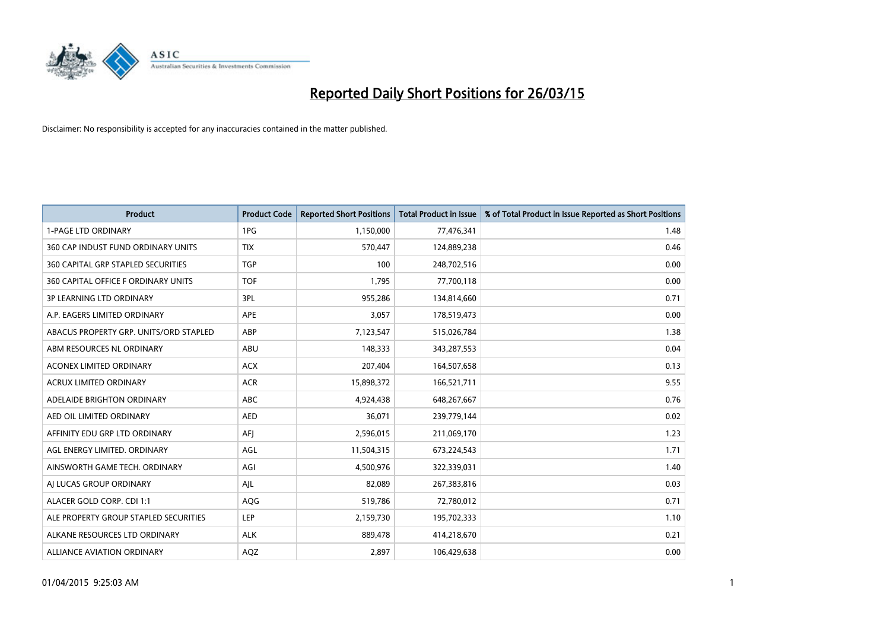# Reported Daily Short Positions for 26/03/15

Disclaimer: No responsibility is accepted for any inaccuracies contained in the matter published.

| Product | Product Code | Reported Short Positions | Total Product in Issue | % of Total Product in Issue Reported as Short Positions |
|---|---|---|---|---|
| 1-PAGE LTD ORDINARY | 1PG | 1,150,000 | 77,476,341 | 1.48 |
| 360 CAP INDUST FUND ORDINARY UNITS | TIX | 570,447 | 124,889,238 | 0.46 |
| 360 CAPITAL GRP STAPLED SECURITIES | TGP | 100 | 248,702,516 | 0.00 |
| 360 CAPITAL OFFICE F ORDINARY UNITS | TOF | 1,795 | 77,700,118 | 0.00 |
| 3P LEARNING LTD ORDINARY | 3PL | 955,286 | 134,814,660 | 0.71 |
| A.P. EAGERS LIMITED ORDINARY | APE | 3,057 | 178,519,473 | 0.00 |
| ABACUS PROPERTY GRP. UNITS/ORD STAPLED | ABP | 7,123,547 | 515,026,784 | 1.38 |
| ABM RESOURCES NL ORDINARY | ABU | 148,333 | 343,287,553 | 0.04 |
| ACONEX LIMITED ORDINARY | ACX | 207,404 | 164,507,658 | 0.13 |
| ACRUX LIMITED ORDINARY | ACR | 15,898,372 | 166,521,711 | 9.55 |
| ADELAIDE BRIGHTON ORDINARY | ABC | 4,924,438 | 648,267,667 | 0.76 |
| AED OIL LIMITED ORDINARY | AED | 36,071 | 239,779,144 | 0.02 |
| AFFINITY EDU GRP LTD ORDINARY | AFJ | 2,596,015 | 211,069,170 | 1.23 |
| AGL ENERGY LIMITED. ORDINARY | AGL | 11,504,315 | 673,224,543 | 1.71 |
| AINSWORTH GAME TECH. ORDINARY | AGI | 4,500,976 | 322,339,031 | 1.40 |
| AJ LUCAS GROUP ORDINARY | AJL | 82,089 | 267,383,816 | 0.03 |
| ALACER GOLD CORP. CDI 1:1 | AQG | 519,786 | 72,780,012 | 0.71 |
| ALE PROPERTY GROUP STAPLED SECURITIES | LEP | 2,159,730 | 195,702,333 | 1.10 |
| ALKANE RESOURCES LTD ORDINARY | ALK | 889,478 | 414,218,670 | 0.21 |
| ALLIANCE AVIATION ORDINARY | AQZ | 2,897 | 106,429,638 | 0.00 |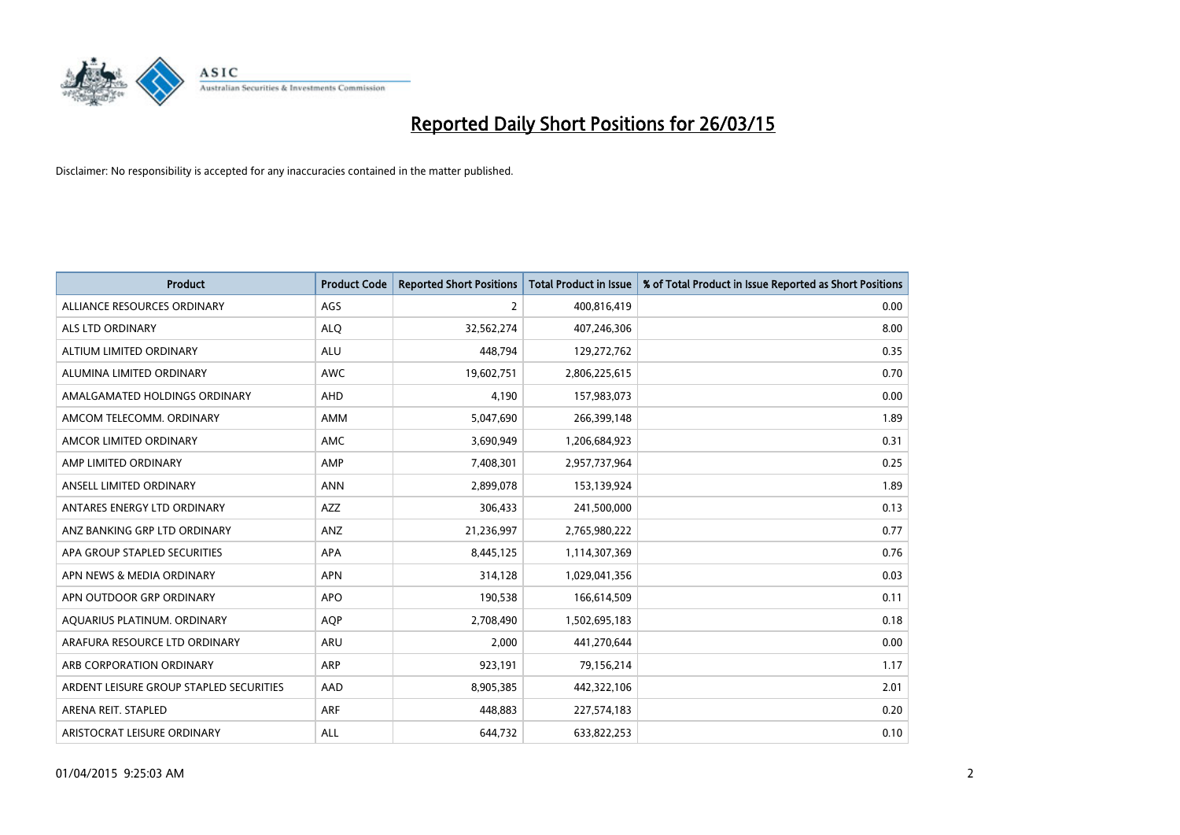# Reported Daily Short Positions for 26/03/15

Disclaimer: No responsibility is accepted for any inaccuracies contained in the matter published.

| Product | Product Code | Reported Short Positions | Total Product in Issue | % of Total Product in Issue Reported as Short Positions |
|---|---|---|---|---|
| ALLIANCE RESOURCES ORDINARY | AGS | 2 | 400,816,419 | 0.00 |
| ALS LTD ORDINARY | ALQ | 32,562,274 | 407,246,306 | 8.00 |
| ALTIUM LIMITED ORDINARY | ALU | 448,794 | 129,272,762 | 0.35 |
| ALUMINA LIMITED ORDINARY | AWC | 19,602,751 | 2,806,225,615 | 0.70 |
| AMALGAMATED HOLDINGS ORDINARY | AHD | 4,190 | 157,983,073 | 0.00 |
| AMCOM TELECOMM. ORDINARY | AMM | 5,047,690 | 266,399,148 | 1.89 |
| AMCOR LIMITED ORDINARY | AMC | 3,690,949 | 1,206,684,923 | 0.31 |
| AMP LIMITED ORDINARY | AMP | 7,408,301 | 2,957,737,964 | 0.25 |
| ANSELL LIMITED ORDINARY | ANN | 2,899,078 | 153,139,924 | 1.89 |
| ANTARES ENERGY LTD ORDINARY | AZZ | 306,433 | 241,500,000 | 0.13 |
| ANZ BANKING GRP LTD ORDINARY | ANZ | 21,236,997 | 2,765,980,222 | 0.77 |
| APA GROUP STAPLED SECURITIES | APA | 8,445,125 | 1,114,307,369 | 0.76 |
| APN NEWS & MEDIA ORDINARY | APN | 314,128 | 1,029,041,356 | 0.03 |
| APN OUTDOOR GRP ORDINARY | APO | 190,538 | 166,614,509 | 0.11 |
| AQUARIUS PLATINUM. ORDINARY | AQP | 2,708,490 | 1,502,695,183 | 0.18 |
| ARAFURA RESOURCE LTD ORDINARY | ARU | 2,000 | 441,270,644 | 0.00 |
| ARB CORPORATION ORDINARY | ARP | 923,191 | 79,156,214 | 1.17 |
| ARDENT LEISURE GROUP STAPLED SECURITIES | AAD | 8,905,385 | 442,322,106 | 2.01 |
| ARENA REIT. STAPLED | ARF | 448,883 | 227,574,183 | 0.20 |
| ARISTOCRAT LEISURE ORDINARY | ALL | 644,732 | 633,822,253 | 0.10 |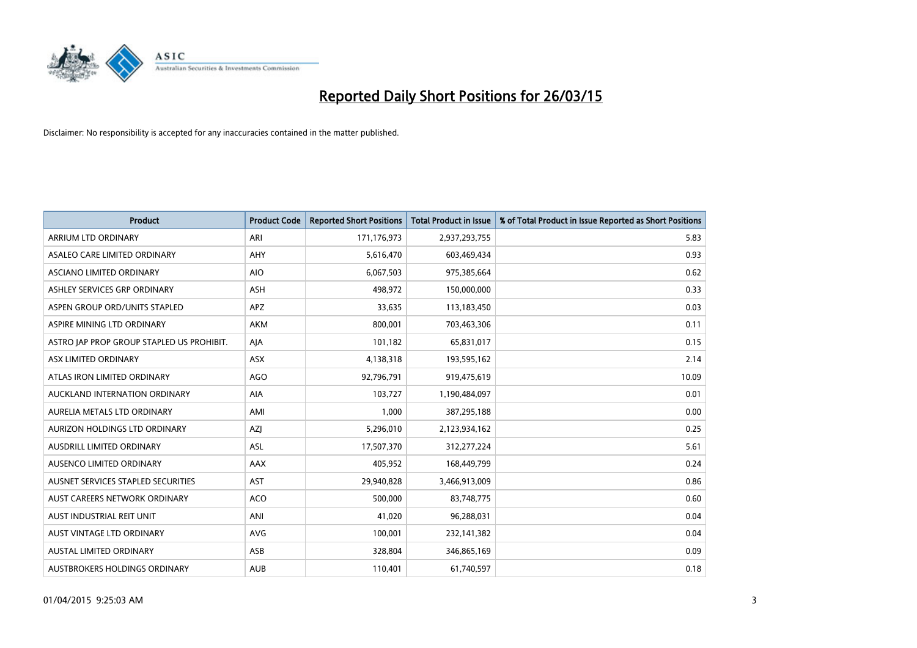# Reported Daily Short Positions for 26/03/15

Disclaimer: No responsibility is accepted for any inaccuracies contained in the matter published.

| Product | Product Code | Reported Short Positions | Total Product in Issue | % of Total Product in Issue Reported as Short Positions |
|---|---|---|---|---|
| ARRIUM LTD ORDINARY | ARI | 171,176,973 | 2,937,293,755 | 5.83 |
| ASALEO CARE LIMITED ORDINARY | AHY | 5,616,470 | 603,469,434 | 0.93 |
| ASCIANO LIMITED ORDINARY | AIO | 6,067,503 | 975,385,664 | 0.62 |
| ASHLEY SERVICES GRP ORDINARY | ASH | 498,972 | 150,000,000 | 0.33 |
| ASPEN GROUP ORD/UNITS STAPLED | APZ | 33,635 | 113,183,450 | 0.03 |
| ASPIRE MINING LTD ORDINARY | AKM | 800,001 | 703,463,306 | 0.11 |
| ASTRO JAP PROP GROUP STAPLED US PROHIBIT. | AJA | 101,182 | 65,831,017 | 0.15 |
| ASX LIMITED ORDINARY | ASX | 4,138,318 | 193,595,162 | 2.14 |
| ATLAS IRON LIMITED ORDINARY | AGO | 92,796,791 | 919,475,619 | 10.09 |
| AUCKLAND INTERNATION ORDINARY | AIA | 103,727 | 1,190,484,097 | 0.01 |
| AURELIA METALS LTD ORDINARY | AMI | 1,000 | 387,295,188 | 0.00 |
| AURIZON HOLDINGS LTD ORDINARY | AZJ | 5,296,010 | 2,123,934,162 | 0.25 |
| AUSDRILL LIMITED ORDINARY | ASL | 17,507,370 | 312,277,224 | 5.61 |
| AUSENCO LIMITED ORDINARY | AAX | 405,952 | 168,449,799 | 0.24 |
| AUSNET SERVICES STAPLED SECURITIES | AST | 29,940,828 | 3,466,913,009 | 0.86 |
| AUST CAREERS NETWORK ORDINARY | ACO | 500,000 | 83,748,775 | 0.60 |
| AUST INDUSTRIAL REIT UNIT | ANI | 41,020 | 96,288,031 | 0.04 |
| AUST VINTAGE LTD ORDINARY | AVG | 100,001 | 232,141,382 | 0.04 |
| AUSTAL LIMITED ORDINARY | ASB | 328,804 | 346,865,169 | 0.09 |
| AUSTBROKERS HOLDINGS ORDINARY | AUB | 110,401 | 61,740,597 | 0.18 |

01/04/2015 9:25:03 AM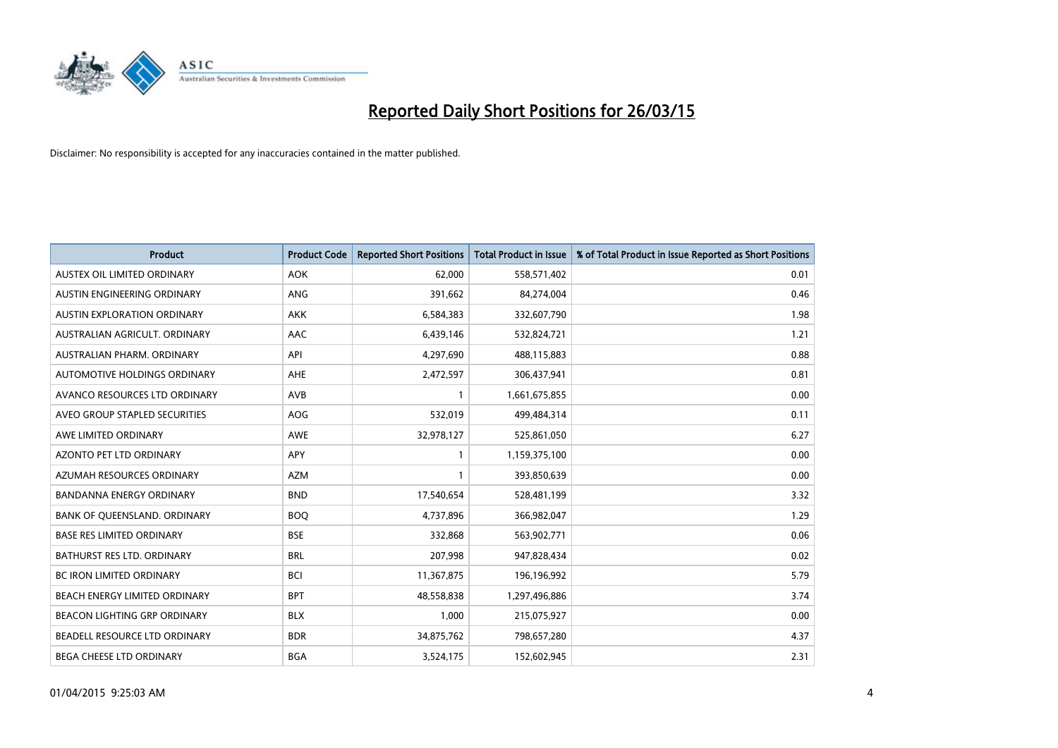# Reported Daily Short Positions for 26/03/15

Disclaimer: No responsibility is accepted for any inaccuracies contained in the matter published.

| Product | Product Code | Reported Short Positions | Total Product in Issue | % of Total Product in Issue Reported as Short Positions |
|---|---|---|---|---|
| AUSTEX OIL LIMITED ORDINARY | AOK | 62,000 | 558,571,402 | 0.01 |
| AUSTIN ENGINEERING ORDINARY | ANG | 391,662 | 84,274,004 | 0.46 |
| AUSTIN EXPLORATION ORDINARY | AKK | 6,584,383 | 332,607,790 | 1.98 |
| AUSTRALIAN AGRICULT. ORDINARY | AAC | 6,439,146 | 532,824,721 | 1.21 |
| AUSTRALIAN PHARM. ORDINARY | API | 4,297,690 | 488,115,883 | 0.88 |
| AUTOMOTIVE HOLDINGS ORDINARY | AHE | 2,472,597 | 306,437,941 | 0.81 |
| AVANCO RESOURCES LTD ORDINARY | AVB | 1 | 1,661,675,855 | 0.00 |
| AVEO GROUP STAPLED SECURITIES | AOG | 532,019 | 499,484,314 | 0.11 |
| AWE LIMITED ORDINARY | AWE | 32,978,127 | 525,861,050 | 6.27 |
| AZONTO PET LTD ORDINARY | APY | 1 | 1,159,375,100 | 0.00 |
| AZUMAH RESOURCES ORDINARY | AZM | 1 | 393,850,639 | 0.00 |
| BANDANNA ENERGY ORDINARY | BND | 17,540,654 | 528,481,199 | 3.32 |
| BANK OF QUEENSLAND. ORDINARY | BOQ | 4,737,896 | 366,982,047 | 1.29 |
| BASE RES LIMITED ORDINARY | BSE | 332,868 | 563,902,771 | 0.06 |
| BATHURST RES LTD. ORDINARY | BRL | 207,998 | 947,828,434 | 0.02 |
| BC IRON LIMITED ORDINARY | BCI | 11,367,875 | 196,196,992 | 5.79 |
| BEACH ENERGY LIMITED ORDINARY | BPT | 48,558,838 | 1,297,496,886 | 3.74 |
| BEACON LIGHTING GRP ORDINARY | BLX | 1,000 | 215,075,927 | 0.00 |
| BEADELL RESOURCE LTD ORDINARY | BDR | 34,875,762 | 798,657,280 | 4.37 |
| BEGA CHEESE LTD ORDINARY | BGA | 3,524,175 | 152,602,945 | 2.31 |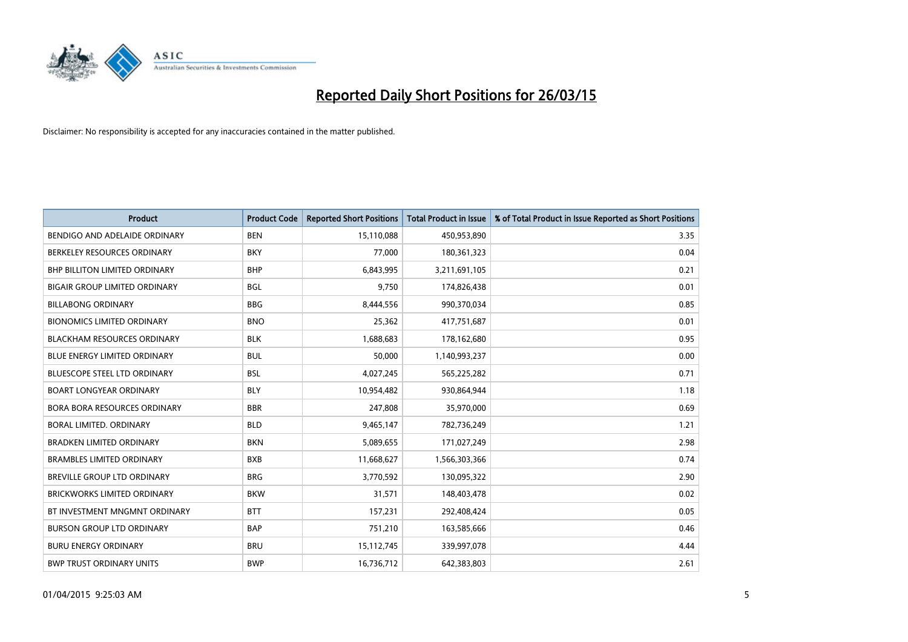# Reported Daily Short Positions for 26/03/15

Disclaimer: No responsibility is accepted for any inaccuracies contained in the matter published.

| Product | Product Code | Reported Short Positions | Total Product in Issue | % of Total Product in Issue Reported as Short Positions |
| --- | --- | --- | --- | --- |
| BENDIGO AND ADELAIDE ORDINARY | BEN | 15,110,088 | 450,953,890 | 3.35 |
| BERKELEY RESOURCES ORDINARY | BKY | 77,000 | 180,361,323 | 0.04 |
| BHP BILLITON LIMITED ORDINARY | BHP | 6,843,995 | 3,211,691,105 | 0.21 |
| BIGAIR GROUP LIMITED ORDINARY | BGL | 9,750 | 174,826,438 | 0.01 |
| BILLABONG ORDINARY | BBG | 8,444,556 | 990,370,034 | 0.85 |
| BIONOMICS LIMITED ORDINARY | BNO | 25,362 | 417,751,687 | 0.01 |
| BLACKHAM RESOURCES ORDINARY | BLK | 1,688,683 | 178,162,680 | 0.95 |
| BLUE ENERGY LIMITED ORDINARY | BUL | 50,000 | 1,140,993,237 | 0.00 |
| BLUESCOPE STEEL LTD ORDINARY | BSL | 4,027,245 | 565,225,282 | 0.71 |
| BOART LONGYEAR ORDINARY | BLY | 10,954,482 | 930,864,944 | 1.18 |
| BORA BORA RESOURCES ORDINARY | BBR | 247,808 | 35,970,000 | 0.69 |
| BORAL LIMITED. ORDINARY | BLD | 9,465,147 | 782,736,249 | 1.21 |
| BRADKEN LIMITED ORDINARY | BKN | 5,089,655 | 171,027,249 | 2.98 |
| BRAMBLES LIMITED ORDINARY | BXB | 11,668,627 | 1,566,303,366 | 0.74 |
| BREVILLE GROUP LTD ORDINARY | BRG | 3,770,592 | 130,095,322 | 2.90 |
| BRICKWORKS LIMITED ORDINARY | BKW | 31,571 | 148,403,478 | 0.02 |
| BT INVESTMENT MNGMNT ORDINARY | BTT | 157,231 | 292,408,424 | 0.05 |
| BURSON GROUP LTD ORDINARY | BAP | 751,210 | 163,585,666 | 0.46 |
| BURU ENERGY ORDINARY | BRU | 15,112,745 | 339,997,078 | 4.44 |
| BWP TRUST ORDINARY UNITS | BWP | 16,736,712 | 642,383,803 | 2.61 |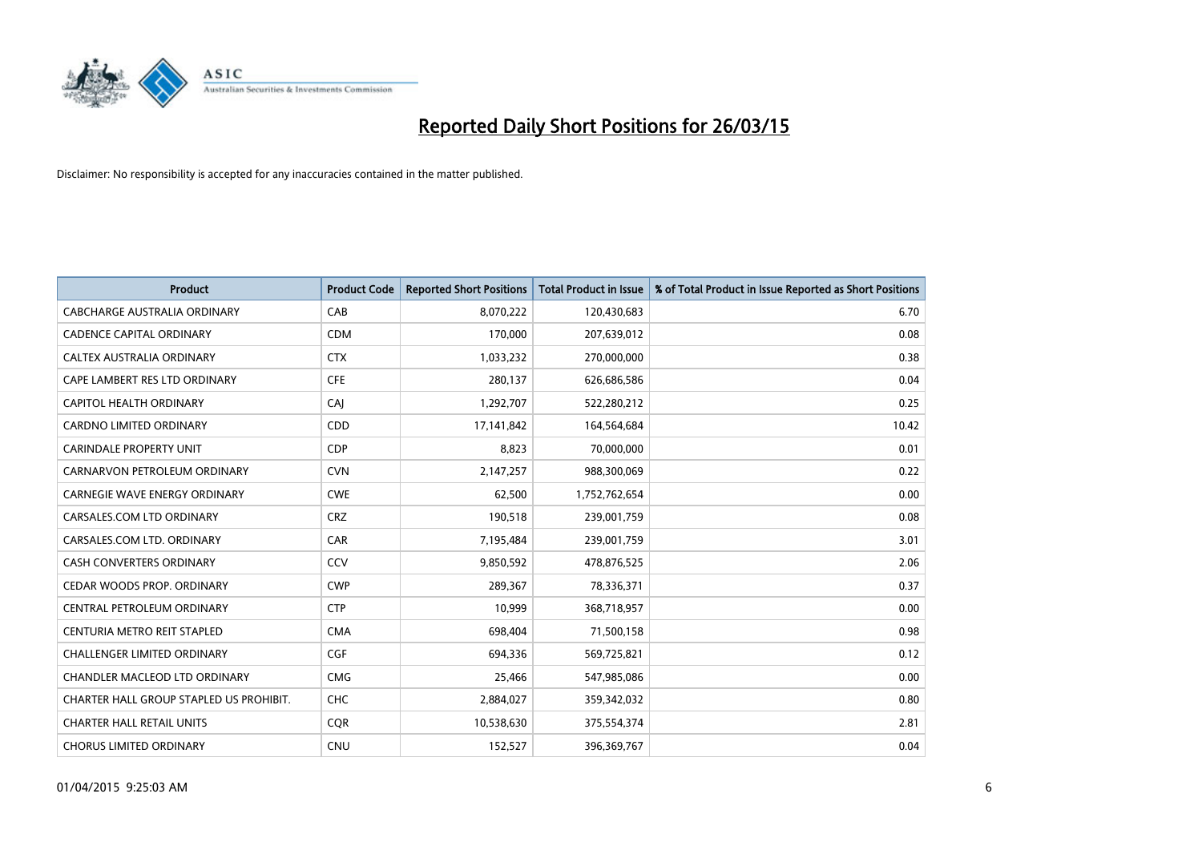# Reported Daily Short Positions for 26/03/15

Disclaimer: No responsibility is accepted for any inaccuracies contained in the matter published.

| Product | Product Code | Reported Short Positions | Total Product in Issue | % of Total Product in Issue Reported as Short Positions |
|---|---|---|---|---|
| CABCHARGE AUSTRALIA ORDINARY | CAB | 8,070,222 | 120,430,683 | 6.70 |
| CADENCE CAPITAL ORDINARY | CDM | 170,000 | 207,639,012 | 0.08 |
| CALTEX AUSTRALIA ORDINARY | CTX | 1,033,232 | 270,000,000 | 0.38 |
| CAPE LAMBERT RES LTD ORDINARY | CFE | 280,137 | 626,686,586 | 0.04 |
| CAPITOL HEALTH ORDINARY | CAJ | 1,292,707 | 522,280,212 | 0.25 |
| CARDNO LIMITED ORDINARY | CDD | 17,141,842 | 164,564,684 | 10.42 |
| CARINDALE PROPERTY UNIT | CDP | 8,823 | 70,000,000 | 0.01 |
| CARNARVON PETROLEUM ORDINARY | CVN | 2,147,257 | 988,300,069 | 0.22 |
| CARNEGIE WAVE ENERGY ORDINARY | CWE | 62,500 | 1,752,762,654 | 0.00 |
| CARSALES.COM LTD ORDINARY | CRZ | 190,518 | 239,001,759 | 0.08 |
| CARSALES.COM LTD. ORDINARY | CAR | 7,195,484 | 239,001,759 | 3.01 |
| CASH CONVERTERS ORDINARY | CCV | 9,850,592 | 478,876,525 | 2.06 |
| CEDAR WOODS PROP. ORDINARY | CWP | 289,367 | 78,336,371 | 0.37 |
| CENTRAL PETROLEUM ORDINARY | CTP | 10,999 | 368,718,957 | 0.00 |
| CENTURIA METRO REIT STAPLED | CMA | 698,404 | 71,500,158 | 0.98 |
| CHALLENGER LIMITED ORDINARY | CGF | 694,336 | 569,725,821 | 0.12 |
| CHANDLER MACLEOD LTD ORDINARY | CMG | 25,466 | 547,985,086 | 0.00 |
| CHARTER HALL GROUP STAPLED US PROHIBIT. | CHC | 2,884,027 | 359,342,032 | 0.80 |
| CHARTER HALL RETAIL UNITS | CQR | 10,538,630 | 375,554,374 | 2.81 |
| CHORUS LIMITED ORDINARY | CNU | 152,527 | 396,369,767 | 0.04 |

01/04/2015 9:25:03 AM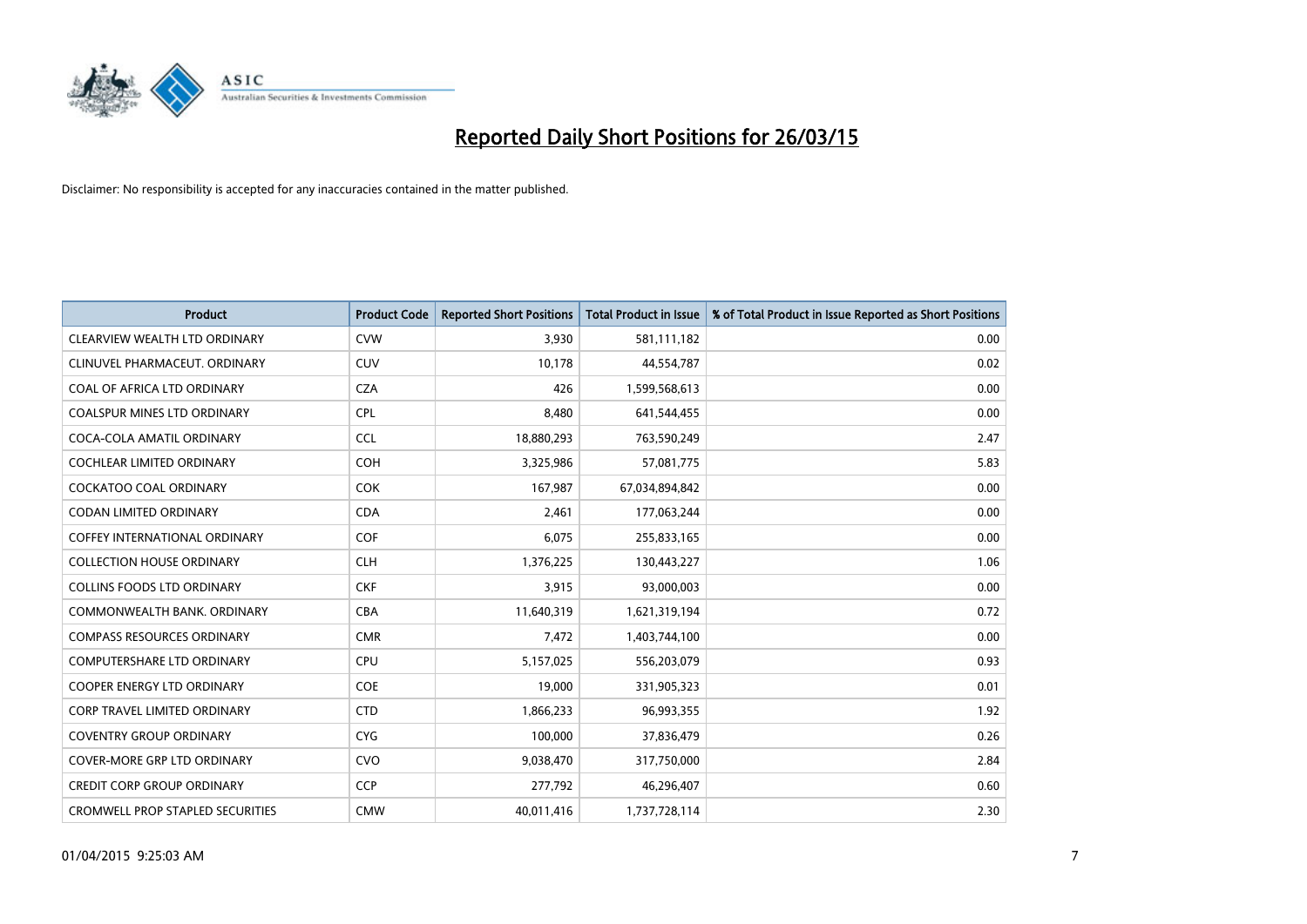# Reported Daily Short Positions for 26/03/15

Disclaimer: No responsibility is accepted for any inaccuracies contained in the matter published.

| Product | Product Code | Reported Short Positions | Total Product in Issue | % of Total Product in Issue Reported as Short Positions |
|---|---|---|---|---|
| CLEARVIEW WEALTH LTD ORDINARY | CVW | 3,930 | 581,111,182 | 0.00 |
| CLINUVEL PHARMACEUT. ORDINARY | CUV | 10,178 | 44,554,787 | 0.02 |
| COAL OF AFRICA LTD ORDINARY | CZA | 426 | 1,599,568,613 | 0.00 |
| COALSPUR MINES LTD ORDINARY | CPL | 8,480 | 641,544,455 | 0.00 |
| COCA-COLA AMATIL ORDINARY | CCL | 18,880,293 | 763,590,249 | 2.47 |
| COCHLEAR LIMITED ORDINARY | COH | 3,325,986 | 57,081,775 | 5.83 |
| COCKATOO COAL ORDINARY | COK | 167,987 | 67,034,894,842 | 0.00 |
| CODAN LIMITED ORDINARY | CDA | 2,461 | 177,063,244 | 0.00 |
| COFFEY INTERNATIONAL ORDINARY | COF | 6,075 | 255,833,165 | 0.00 |
| COLLECTION HOUSE ORDINARY | CLH | 1,376,225 | 130,443,227 | 1.06 |
| COLLINS FOODS LTD ORDINARY | CKF | 3,915 | 93,000,003 | 0.00 |
| COMMONWEALTH BANK. ORDINARY | CBA | 11,640,319 | 1,621,319,194 | 0.72 |
| COMPASS RESOURCES ORDINARY | CMR | 7,472 | 1,403,744,100 | 0.00 |
| COMPUTERSHARE LTD ORDINARY | CPU | 5,157,025 | 556,203,079 | 0.93 |
| COOPER ENERGY LTD ORDINARY | COE | 19,000 | 331,905,323 | 0.01 |
| CORP TRAVEL LIMITED ORDINARY | CTD | 1,866,233 | 96,993,355 | 1.92 |
| COVENTRY GROUP ORDINARY | CYG | 100,000 | 37,836,479 | 0.26 |
| COVER-MORE GRP LTD ORDINARY | CVO | 9,038,470 | 317,750,000 | 2.84 |
| CREDIT CORP GROUP ORDINARY | CCP | 277,792 | 46,296,407 | 0.60 |
| CROMWELL PROP STAPLED SECURITIES | CMW | 40,011,416 | 1,737,728,114 | 2.30 |

01/04/2015 9:25:03 AM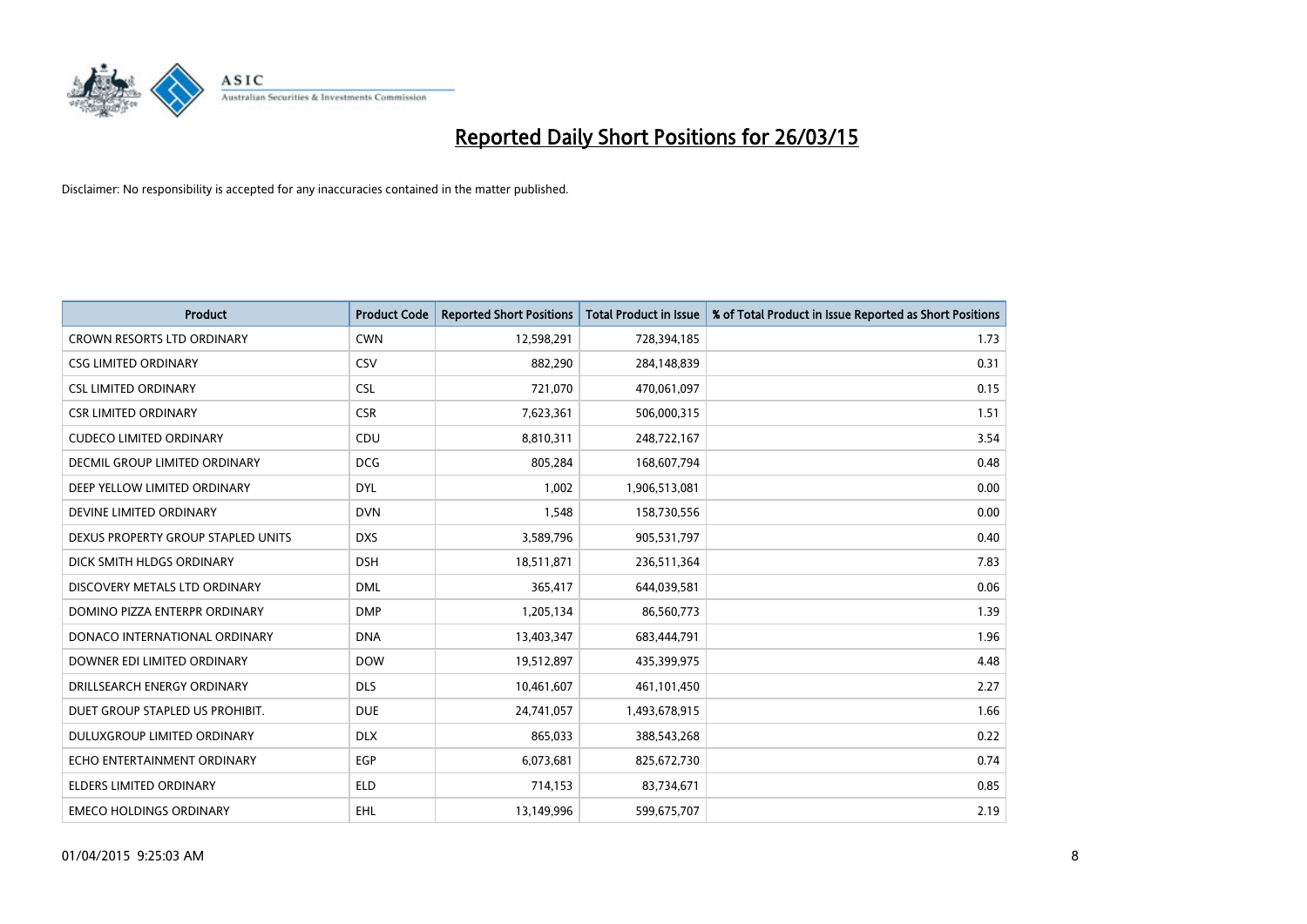# Reported Daily Short Positions for 26/03/15

Disclaimer: No responsibility is accepted for any inaccuracies contained in the matter published.

| Product | Product Code | Reported Short Positions | Total Product in Issue | % of Total Product in Issue Reported as Short Positions |
|---|---|---|---|---|
| CROWN RESORTS LTD ORDINARY | CWN | 12,598,291 | 728,394,185 | 1.73 |
| CSG LIMITED ORDINARY | CSV | 882,290 | 284,148,839 | 0.31 |
| CSL LIMITED ORDINARY | CSL | 721,070 | 470,061,097 | 0.15 |
| CSR LIMITED ORDINARY | CSR | 7,623,361 | 506,000,315 | 1.51 |
| CUDECO LIMITED ORDINARY | CDU | 8,810,311 | 248,722,167 | 3.54 |
| DECMIL GROUP LIMITED ORDINARY | DCG | 805,284 | 168,607,794 | 0.48 |
| DEEP YELLOW LIMITED ORDINARY | DYL | 1,002 | 1,906,513,081 | 0.00 |
| DEVINE LIMITED ORDINARY | DVN | 1,548 | 158,730,556 | 0.00 |
| DEXUS PROPERTY GROUP STAPLED UNITS | DXS | 3,589,796 | 905,531,797 | 0.40 |
| DICK SMITH HLDGS ORDINARY | DSH | 18,511,871 | 236,511,364 | 7.83 |
| DISCOVERY METALS LTD ORDINARY | DML | 365,417 | 644,039,581 | 0.06 |
| DOMINO PIZZA ENTERPR ORDINARY | DMP | 1,205,134 | 86,560,773 | 1.39 |
| DONACO INTERNATIONAL ORDINARY | DNA | 13,403,347 | 683,444,791 | 1.96 |
| DOWNER EDI LIMITED ORDINARY | DOW | 19,512,897 | 435,399,975 | 4.48 |
| DRILLSEARCH ENERGY ORDINARY | DLS | 10,461,607 | 461,101,450 | 2.27 |
| DUET GROUP STAPLED US PROHIBIT. | DUE | 24,741,057 | 1,493,678,915 | 1.66 |
| DULUXGROUP LIMITED ORDINARY | DLX | 865,033 | 388,543,268 | 0.22 |
| ECHO ENTERTAINMENT ORDINARY | EGP | 6,073,681 | 825,672,730 | 0.74 |
| ELDERS LIMITED ORDINARY | ELD | 714,153 | 83,734,671 | 0.85 |
| EMECO HOLDINGS ORDINARY | EHL | 13,149,996 | 599,675,707 | 2.19 |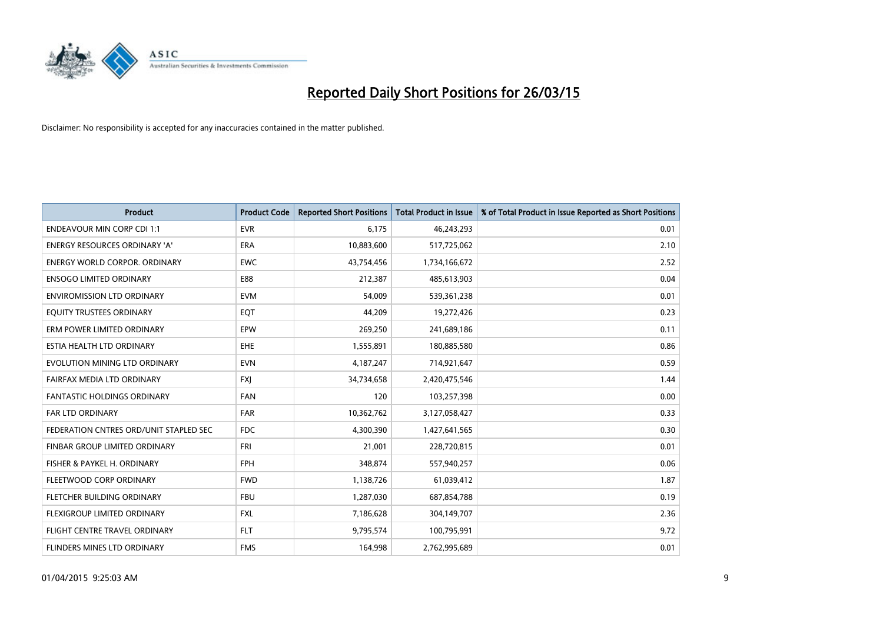# Reported Daily Short Positions for 26/03/15

Disclaimer: No responsibility is accepted for any inaccuracies contained in the matter published.

| Product | Product Code | Reported Short Positions | Total Product in Issue | % of Total Product in Issue Reported as Short Positions |
|---|---|---|---|---|
| ENDEAVOUR MIN CORP CDI 1:1 | EVR | 6,175 | 46,243,293 | 0.01 |
| ENERGY RESOURCES ORDINARY 'A' | ERA | 10,883,600 | 517,725,062 | 2.10 |
| ENERGY WORLD CORPOR. ORDINARY | EWC | 43,754,456 | 1,734,166,672 | 2.52 |
| ENSOGO LIMITED ORDINARY | E88 | 212,387 | 485,613,903 | 0.04 |
| ENVIROMISSION LTD ORDINARY | EVM | 54,009 | 539,361,238 | 0.01 |
| EQUITY TRUSTEES ORDINARY | EQT | 44,209 | 19,272,426 | 0.23 |
| ERM POWER LIMITED ORDINARY | EPW | 269,250 | 241,689,186 | 0.11 |
| ESTIA HEALTH LTD ORDINARY | EHE | 1,555,891 | 180,885,580 | 0.86 |
| EVOLUTION MINING LTD ORDINARY | EVN | 4,187,247 | 714,921,647 | 0.59 |
| FAIRFAX MEDIA LTD ORDINARY | FXJ | 34,734,658 | 2,420,475,546 | 1.44 |
| FANTASTIC HOLDINGS ORDINARY | FAN | 120 | 103,257,398 | 0.00 |
| FAR LTD ORDINARY | FAR | 10,362,762 | 3,127,058,427 | 0.33 |
| FEDERATION CNTRES ORD/UNIT STAPLED SEC | FDC | 4,300,390 | 1,427,641,565 | 0.30 |
| FINBAR GROUP LIMITED ORDINARY | FRI | 21,001 | 228,720,815 | 0.01 |
| FISHER & PAYKEL H. ORDINARY | FPH | 348,874 | 557,940,257 | 0.06 |
| FLEETWOOD CORP ORDINARY | FWD | 1,138,726 | 61,039,412 | 1.87 |
| FLETCHER BUILDING ORDINARY | FBU | 1,287,030 | 687,854,788 | 0.19 |
| FLEXIGROUP LIMITED ORDINARY | FXL | 7,186,628 | 304,149,707 | 2.36 |
| FLIGHT CENTRE TRAVEL ORDINARY | FLT | 9,795,574 | 100,795,991 | 9.72 |
| FLINDERS MINES LTD ORDINARY | FMS | 164,998 | 2,762,995,689 | 0.01 |

01/04/2015 9:25:03 AM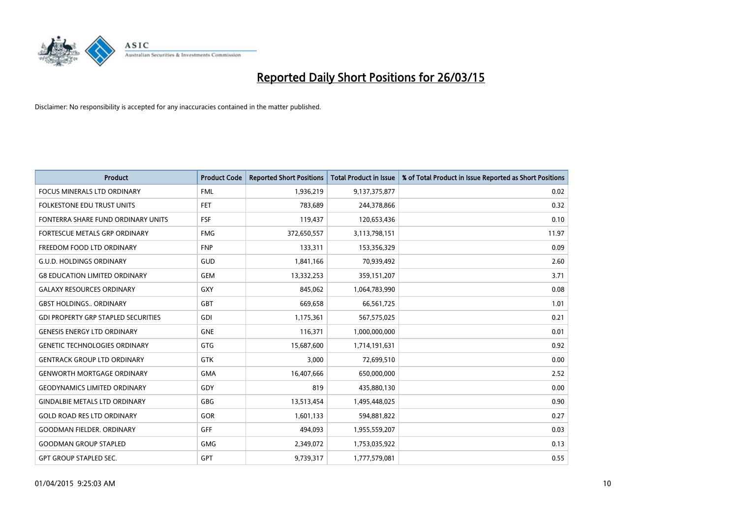# Reported Daily Short Positions for 26/03/15

Disclaimer: No responsibility is accepted for any inaccuracies contained in the matter published.

| Product | Product Code | Reported Short Positions | Total Product in Issue | % of Total Product in Issue Reported as Short Positions |
|---|---|---|---|---|
| FOCUS MINERALS LTD ORDINARY | FML | 1,936,219 | 9,137,375,877 | 0.02 |
| FOLKESTONE EDU TRUST UNITS | FET | 783,689 | 244,378,866 | 0.32 |
| FONTERRA SHARE FUND ORDINARY UNITS | FSF | 119,437 | 120,653,436 | 0.10 |
| FORTESCUE METALS GRP ORDINARY | FMG | 372,650,557 | 3,113,798,151 | 11.97 |
| FREEDOM FOOD LTD ORDINARY | FNP | 133,311 | 153,356,329 | 0.09 |
| G.U.D. HOLDINGS ORDINARY | GUD | 1,841,166 | 70,939,492 | 2.60 |
| G8 EDUCATION LIMITED ORDINARY | GEM | 13,332,253 | 359,151,207 | 3.71 |
| GALAXY RESOURCES ORDINARY | GXY | 845,062 | 1,064,783,990 | 0.08 |
| GBST HOLDINGS.. ORDINARY | GBT | 669,658 | 66,561,725 | 1.01 |
| GDI PROPERTY GRP STAPLED SECURITIES | GDI | 1,175,361 | 567,575,025 | 0.21 |
| GENESIS ENERGY LTD ORDINARY | GNE | 116,371 | 1,000,000,000 | 0.01 |
| GENETIC TECHNOLOGIES ORDINARY | GTG | 15,687,600 | 1,714,191,631 | 0.92 |
| GENTRACK GROUP LTD ORDINARY | GTK | 3,000 | 72,699,510 | 0.00 |
| GENWORTH MORTGAGE ORDINARY | GMA | 16,407,666 | 650,000,000 | 2.52 |
| GEODYNAMICS LIMITED ORDINARY | GDY | 819 | 435,880,130 | 0.00 |
| GINDALBIE METALS LTD ORDINARY | GBG | 13,513,454 | 1,495,448,025 | 0.90 |
| GOLD ROAD RES LTD ORDINARY | GOR | 1,601,133 | 594,881,822 | 0.27 |
| GOODMAN FIELDER. ORDINARY | GFF | 494,093 | 1,955,559,207 | 0.03 |
| GOODMAN GROUP STAPLED | GMG | 2,349,072 | 1,753,035,922 | 0.13 |
| GPT GROUP STAPLED SEC. | GPT | 9,739,317 | 1,777,579,081 | 0.55 |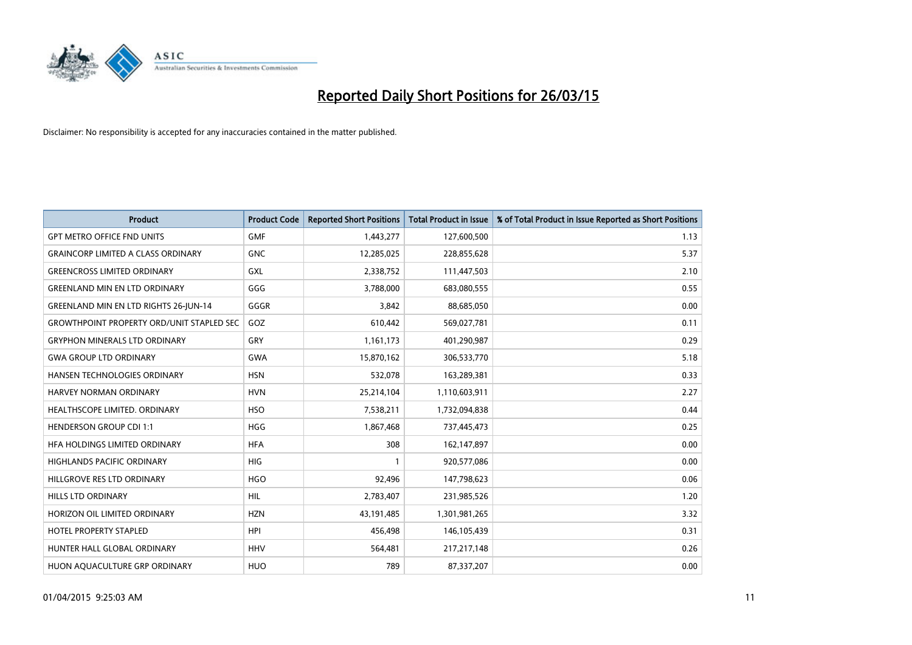# Reported Daily Short Positions for 26/03/15

Disclaimer: No responsibility is accepted for any inaccuracies contained in the matter published.

| Product | Product Code | Reported Short Positions | Total Product in Issue | % of Total Product in Issue Reported as Short Positions |
|---|---|---|---|---|
| GPT METRO OFFICE FND UNITS | GMF | 1,443,277 | 127,600,500 | 1.13 |
| GRAINCORP LIMITED A CLASS ORDINARY | GNC | 12,285,025 | 228,855,628 | 5.37 |
| GREENCROSS LIMITED ORDINARY | GXL | 2,338,752 | 111,447,503 | 2.10 |
| GREENLAND MIN EN LTD ORDINARY | GGG | 3,788,000 | 683,080,555 | 0.55 |
| GREENLAND MIN EN LTD RIGHTS 26-JUN-14 | GGGR | 3,842 | 88,685,050 | 0.00 |
| GROWTHPOINT PROPERTY ORD/UNIT STAPLED SEC | GOZ | 610,442 | 569,027,781 | 0.11 |
| GRYPHON MINERALS LTD ORDINARY | GRY | 1,161,173 | 401,290,987 | 0.29 |
| GWA GROUP LTD ORDINARY | GWA | 15,870,162 | 306,533,770 | 5.18 |
| HANSEN TECHNOLOGIES ORDINARY | HSN | 532,078 | 163,289,381 | 0.33 |
| HARVEY NORMAN ORDINARY | HVN | 25,214,104 | 1,110,603,911 | 2.27 |
| HEALTHSCOPE LIMITED. ORDINARY | HSO | 7,538,211 | 1,732,094,838 | 0.44 |
| HENDERSON GROUP CDI 1:1 | HGG | 1,867,468 | 737,445,473 | 0.25 |
| HFA HOLDINGS LIMITED ORDINARY | HFA | 308 | 162,147,897 | 0.00 |
| HIGHLANDS PACIFIC ORDINARY | HIG | 1 | 920,577,086 | 0.00 |
| HILLGROVE RES LTD ORDINARY | HGO | 92,496 | 147,798,623 | 0.06 |
| HILLS LTD ORDINARY | HIL | 2,783,407 | 231,985,526 | 1.20 |
| HORIZON OIL LIMITED ORDINARY | HZN | 43,191,485 | 1,301,981,265 | 3.32 |
| HOTEL PROPERTY STAPLED | HPI | 456,498 | 146,105,439 | 0.31 |
| HUNTER HALL GLOBAL ORDINARY | HHV | 564,481 | 217,217,148 | 0.26 |
| HUON AQUACULTURE GRP ORDINARY | HUO | 789 | 87,337,207 | 0.00 |

01/04/2015 9:25:03 AM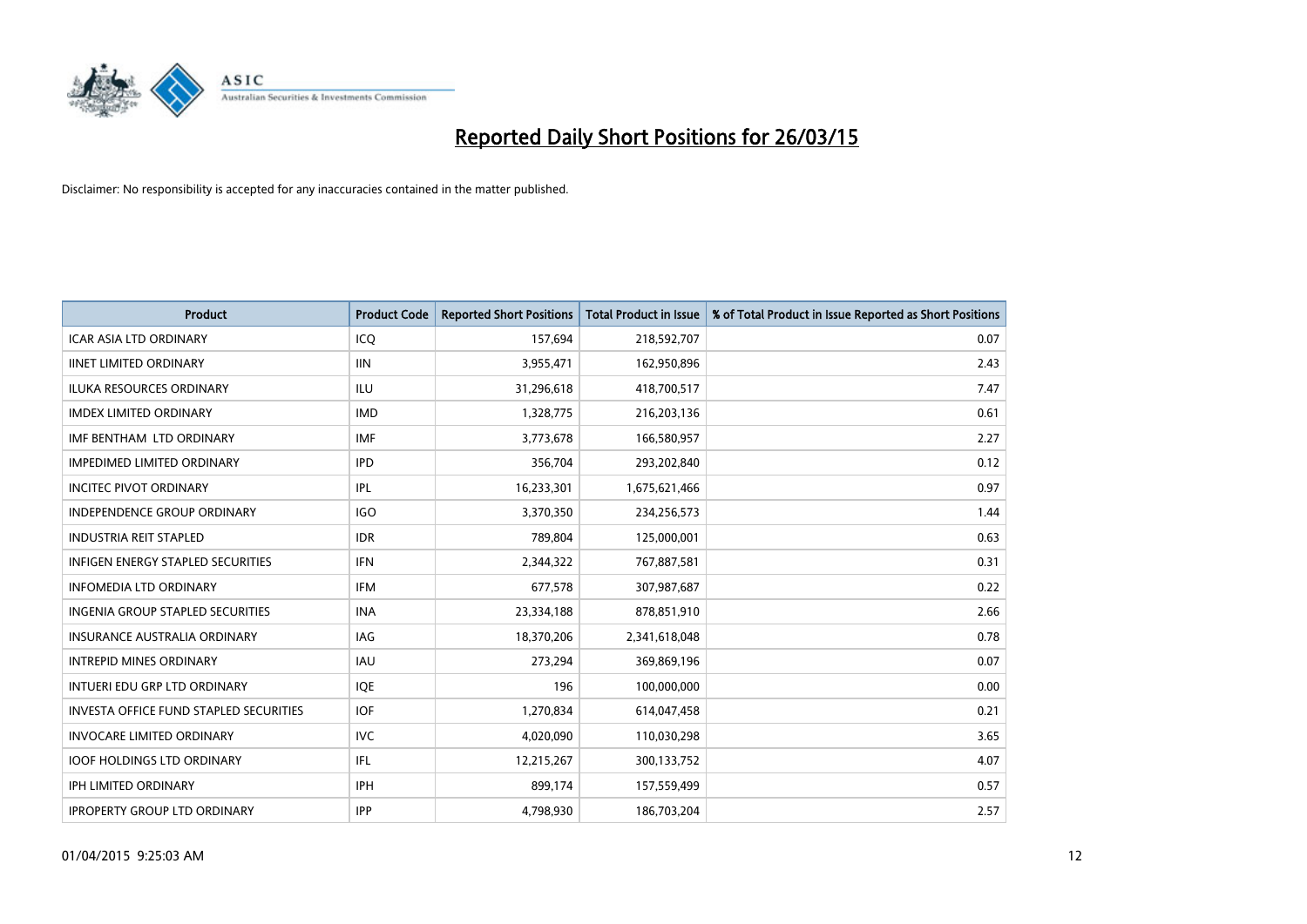# Reported Daily Short Positions for 26/03/15

Disclaimer: No responsibility is accepted for any inaccuracies contained in the matter published.

| Product | Product Code | Reported Short Positions | Total Product in Issue | % of Total Product in Issue Reported as Short Positions |
|---|---|---|---|---|
| ICAR ASIA LTD ORDINARY | ICQ | 157,694 | 218,592,707 | 0.07 |
| IINET LIMITED ORDINARY | IIN | 3,955,471 | 162,950,896 | 2.43 |
| ILUKA RESOURCES ORDINARY | ILU | 31,296,618 | 418,700,517 | 7.47 |
| IMDEX LIMITED ORDINARY | IMD | 1,328,775 | 216,203,136 | 0.61 |
| IMF BENTHAM LTD ORDINARY | IMF | 3,773,678 | 166,580,957 | 2.27 |
| IMPEDIMED LIMITED ORDINARY | IPD | 356,704 | 293,202,840 | 0.12 |
| INCITEC PIVOT ORDINARY | IPL | 16,233,301 | 1,675,621,466 | 0.97 |
| INDEPENDENCE GROUP ORDINARY | IGO | 3,370,350 | 234,256,573 | 1.44 |
| INDUSTRIA REIT STAPLED | IDR | 789,804 | 125,000,001 | 0.63 |
| INFIGEN ENERGY STAPLED SECURITIES | IFN | 2,344,322 | 767,887,581 | 0.31 |
| INFOMEDIA LTD ORDINARY | IFM | 677,578 | 307,987,687 | 0.22 |
| INGENIA GROUP STAPLED SECURITIES | INA | 23,334,188 | 878,851,910 | 2.66 |
| INSURANCE AUSTRALIA ORDINARY | IAG | 18,370,206 | 2,341,618,048 | 0.78 |
| INTREPID MINES ORDINARY | IAU | 273,294 | 369,869,196 | 0.07 |
| INTUERI EDU GRP LTD ORDINARY | IQE | 196 | 100,000,000 | 0.00 |
| INVESTA OFFICE FUND STAPLED SECURITIES | IOF | 1,270,834 | 614,047,458 | 0.21 |
| INVOCARE LIMITED ORDINARY | IVC | 4,020,090 | 110,030,298 | 3.65 |
| IOOF HOLDINGS LTD ORDINARY | IFL | 12,215,267 | 300,133,752 | 4.07 |
| IPH LIMITED ORDINARY | IPH | 899,174 | 157,559,499 | 0.57 |
| IPROPERTY GROUP LTD ORDINARY | IPP | 4,798,930 | 186,703,204 | 2.57 |

01/04/2015 9:25:03 AM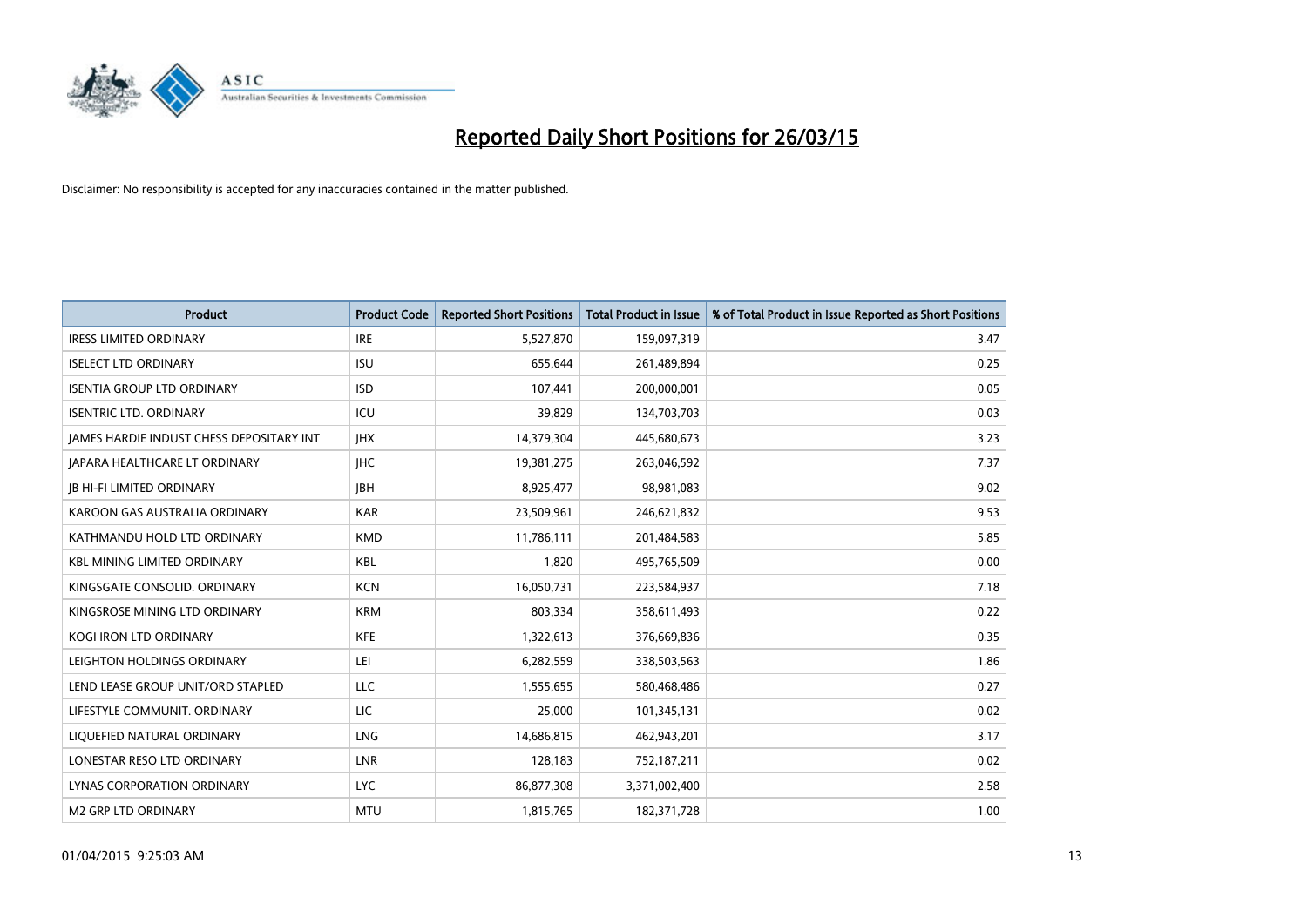# Reported Daily Short Positions for 26/03/15

Disclaimer: No responsibility is accepted for any inaccuracies contained in the matter published.

| Product | Product Code | Reported Short Positions | Total Product in Issue | % of Total Product in Issue Reported as Short Positions |
|---|---|---|---|---|
| IRESS LIMITED ORDINARY | IRE | 5,527,870 | 159,097,319 | 3.47 |
| ISELECT LTD ORDINARY | ISU | 655,644 | 261,489,894 | 0.25 |
| ISENTIA GROUP LTD ORDINARY | ISD | 107,441 | 200,000,001 | 0.05 |
| ISENTRIC LTD. ORDINARY | ICU | 39,829 | 134,703,703 | 0.03 |
| JAMES HARDIE INDUST CHESS DEPOSITARY INT | JHX | 14,379,304 | 445,680,673 | 3.23 |
| JAPARA HEALTHCARE LT ORDINARY | JHC | 19,381,275 | 263,046,592 | 7.37 |
| JB HI-FI LIMITED ORDINARY | JBH | 8,925,477 | 98,981,083 | 9.02 |
| KAROON GAS AUSTRALIA ORDINARY | KAR | 23,509,961 | 246,621,832 | 9.53 |
| KATHMANDU HOLD LTD ORDINARY | KMD | 11,786,111 | 201,484,583 | 5.85 |
| KBL MINING LIMITED ORDINARY | KBL | 1,820 | 495,765,509 | 0.00 |
| KINGSGATE CONSOLID. ORDINARY | KCN | 16,050,731 | 223,584,937 | 7.18 |
| KINGSROSE MINING LTD ORDINARY | KRM | 803,334 | 358,611,493 | 0.22 |
| KOGI IRON LTD ORDINARY | KFE | 1,322,613 | 376,669,836 | 0.35 |
| LEIGHTON HOLDINGS ORDINARY | LEI | 6,282,559 | 338,503,563 | 1.86 |
| LEND LEASE GROUP UNIT/ORD STAPLED | LLC | 1,555,655 | 580,468,486 | 0.27 |
| LIFESTYLE COMMUNIT. ORDINARY | LIC | 25,000 | 101,345,131 | 0.02 |
| LIQUEFIED NATURAL ORDINARY | LNG | 14,686,815 | 462,943,201 | 3.17 |
| LONESTAR RESO LTD ORDINARY | LNR | 128,183 | 752,187,211 | 0.02 |
| LYNAS CORPORATION ORDINARY | LYC | 86,877,308 | 3,371,002,400 | 2.58 |
| M2 GRP LTD ORDINARY | MTU | 1,815,765 | 182,371,728 | 1.00 |

01/04/2015 9:25:03 AM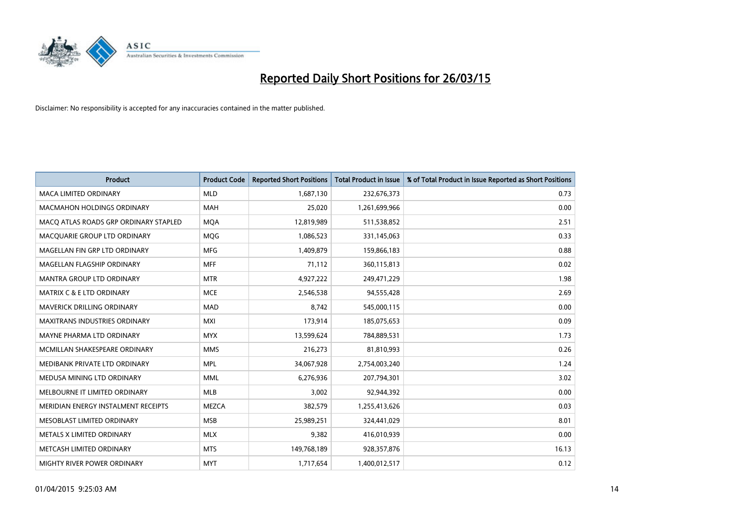# Reported Daily Short Positions for 26/03/15

Disclaimer: No responsibility is accepted for any inaccuracies contained in the matter published.

| Product | Product Code | Reported Short Positions | Total Product in Issue | % of Total Product in Issue Reported as Short Positions |
|---|---|---|---|---|
| MACA LIMITED ORDINARY | MLD | 1,687,130 | 232,676,373 | 0.73 |
| MACMAHON HOLDINGS ORDINARY | MAH | 25,020 | 1,261,699,966 | 0.00 |
| MACQ ATLAS ROADS GRP ORDINARY STAPLED | MQA | 12,819,989 | 511,538,852 | 2.51 |
| MACQUARIE GROUP LTD ORDINARY | MQG | 1,086,523 | 331,145,063 | 0.33 |
| MAGELLAN FIN GRP LTD ORDINARY | MFG | 1,409,879 | 159,866,183 | 0.88 |
| MAGELLAN FLAGSHIP ORDINARY | MFF | 71,112 | 360,115,813 | 0.02 |
| MANTRA GROUP LTD ORDINARY | MTR | 4,927,222 | 249,471,229 | 1.98 |
| MATRIX C & E LTD ORDINARY | MCE | 2,546,538 | 94,555,428 | 2.69 |
| MAVERICK DRILLING ORDINARY | MAD | 8,742 | 545,000,115 | 0.00 |
| MAXITRANS INDUSTRIES ORDINARY | MXI | 173,914 | 185,075,653 | 0.09 |
| MAYNE PHARMA LTD ORDINARY | MYX | 13,599,624 | 784,889,531 | 1.73 |
| MCMILLAN SHAKESPEARE ORDINARY | MMS | 216,273 | 81,810,993 | 0.26 |
| MEDIBANK PRIVATE LTD ORDINARY | MPL | 34,067,928 | 2,754,003,240 | 1.24 |
| MEDUSA MINING LTD ORDINARY | MML | 6,276,936 | 207,794,301 | 3.02 |
| MELBOURNE IT LIMITED ORDINARY | MLB | 3,002 | 92,944,392 | 0.00 |
| MERIDIAN ENERGY INSTALMENT RECEIPTS | MEZCA | 382,579 | 1,255,413,626 | 0.03 |
| MESOBLAST LIMITED ORDINARY | MSB | 25,989,251 | 324,441,029 | 8.01 |
| METALS X LIMITED ORDINARY | MLX | 9,382 | 416,010,939 | 0.00 |
| METCASH LIMITED ORDINARY | MTS | 149,768,189 | 928,357,876 | 16.13 |
| MIGHTY RIVER POWER ORDINARY | MYT | 1,717,654 | 1,400,012,517 | 0.12 |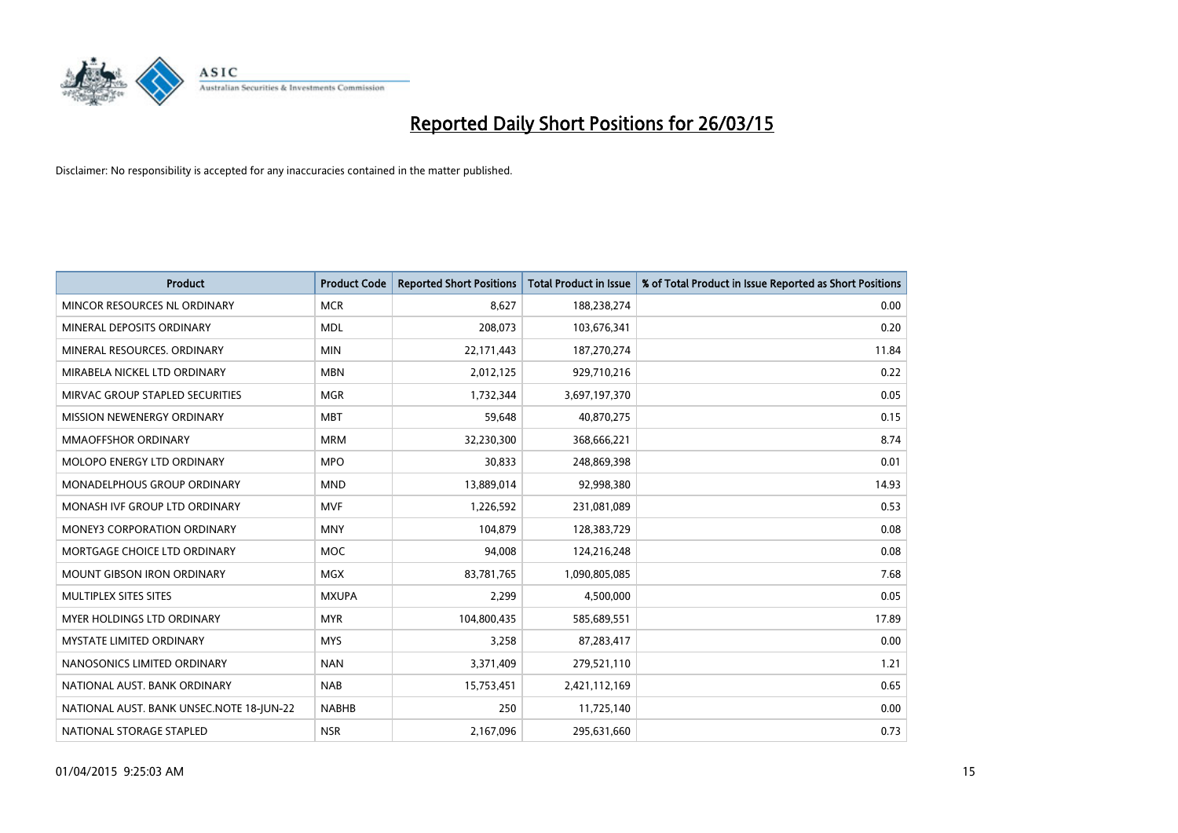# Reported Daily Short Positions for 26/03/15

Disclaimer: No responsibility is accepted for any inaccuracies contained in the matter published.

| Product | Product Code | Reported Short Positions | Total Product in Issue | % of Total Product in Issue Reported as Short Positions |
|---|---|---|---|---|
| MINCOR RESOURCES NL ORDINARY | MCR | 8,627 | 188,238,274 | 0.00 |
| MINERAL DEPOSITS ORDINARY | MDL | 208,073 | 103,676,341 | 0.20 |
| MINERAL RESOURCES. ORDINARY | MIN | 22,171,443 | 187,270,274 | 11.84 |
| MIRABELA NICKEL LTD ORDINARY | MBN | 2,012,125 | 929,710,216 | 0.22 |
| MIRVAC GROUP STAPLED SECURITIES | MGR | 1,732,344 | 3,697,197,370 | 0.05 |
| MISSION NEWENERGY ORDINARY | MBT | 59,648 | 40,870,275 | 0.15 |
| MMAOFFSHOR ORDINARY | MRM | 32,230,300 | 368,666,221 | 8.74 |
| MOLOPO ENERGY LTD ORDINARY | MPO | 30,833 | 248,869,398 | 0.01 |
| MONADELPHOUS GROUP ORDINARY | MND | 13,889,014 | 92,998,380 | 14.93 |
| MONASH IVF GROUP LTD ORDINARY | MVF | 1,226,592 | 231,081,089 | 0.53 |
| MONEY3 CORPORATION ORDINARY | MNY | 104,879 | 128,383,729 | 0.08 |
| MORTGAGE CHOICE LTD ORDINARY | MOC | 94,008 | 124,216,248 | 0.08 |
| MOUNT GIBSON IRON ORDINARY | MGX | 83,781,765 | 1,090,805,085 | 7.68 |
| MULTIPLEX SITES SITES | MXUPA | 2,299 | 4,500,000 | 0.05 |
| MYER HOLDINGS LTD ORDINARY | MYR | 104,800,435 | 585,689,551 | 17.89 |
| MYSTATE LIMITED ORDINARY | MYS | 3,258 | 87,283,417 | 0.00 |
| NANOSONICS LIMITED ORDINARY | NAN | 3,371,409 | 279,521,110 | 1.21 |
| NATIONAL AUST. BANK ORDINARY | NAB | 15,753,451 | 2,421,112,169 | 0.65 |
| NATIONAL AUST. BANK UNSEC.NOTE 18-JUN-22 | NABHB | 250 | 11,725,140 | 0.00 |
| NATIONAL STORAGE STAPLED | NSR | 2,167,096 | 295,631,660 | 0.73 |

01/04/2015 9:25:03 AM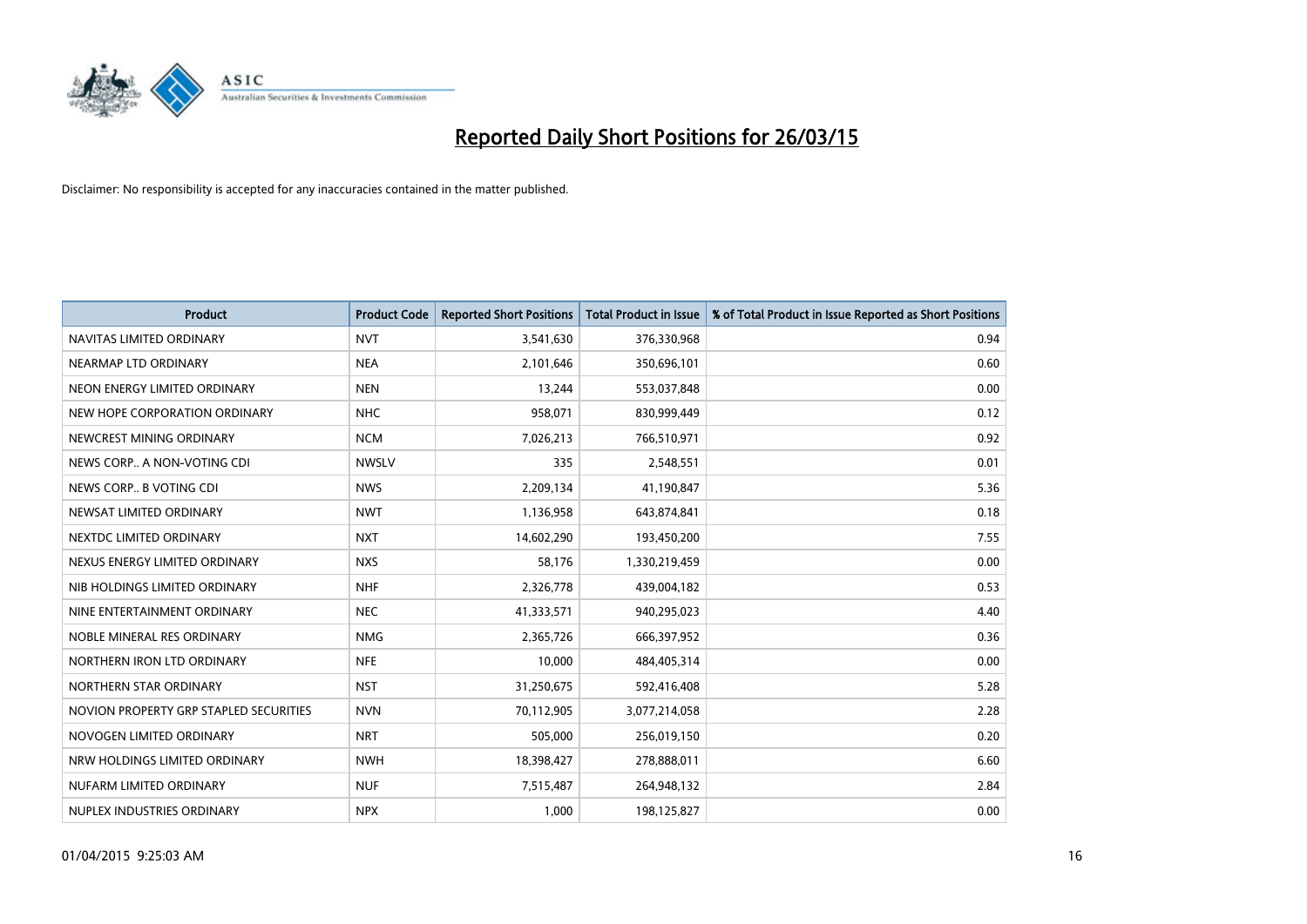# Reported Daily Short Positions for 26/03/15

Disclaimer: No responsibility is accepted for any inaccuracies contained in the matter published.

| Product | Product Code | Reported Short Positions | Total Product in Issue | % of Total Product in Issue Reported as Short Positions |
|---|---|---|---|---|
| NAVITAS LIMITED ORDINARY | NVT | 3,541,630 | 376,330,968 | 0.94 |
| NEARMAP LTD ORDINARY | NEA | 2,101,646 | 350,696,101 | 0.60 |
| NEON ENERGY LIMITED ORDINARY | NEN | 13,244 | 553,037,848 | 0.00 |
| NEW HOPE CORPORATION ORDINARY | NHC | 958,071 | 830,999,449 | 0.12 |
| NEWCREST MINING ORDINARY | NCM | 7,026,213 | 766,510,971 | 0.92 |
| NEWS CORP.. A NON-VOTING CDI | NWSLV | 335 | 2,548,551 | 0.01 |
| NEWS CORP.. B VOTING CDI | NWS | 2,209,134 | 41,190,847 | 5.36 |
| NEWSAT LIMITED ORDINARY | NWT | 1,136,958 | 643,874,841 | 0.18 |
| NEXTDC LIMITED ORDINARY | NXT | 14,602,290 | 193,450,200 | 7.55 |
| NEXUS ENERGY LIMITED ORDINARY | NXS | 58,176 | 1,330,219,459 | 0.00 |
| NIB HOLDINGS LIMITED ORDINARY | NHF | 2,326,778 | 439,004,182 | 0.53 |
| NINE ENTERTAINMENT ORDINARY | NEC | 41,333,571 | 940,295,023 | 4.40 |
| NOBLE MINERAL RES ORDINARY | NMG | 2,365,726 | 666,397,952 | 0.36 |
| NORTHERN IRON LTD ORDINARY | NFE | 10,000 | 484,405,314 | 0.00 |
| NORTHERN STAR ORDINARY | NST | 31,250,675 | 592,416,408 | 5.28 |
| NOVION PROPERTY GRP STAPLED SECURITIES | NVN | 70,112,905 | 3,077,214,058 | 2.28 |
| NOVOGEN LIMITED ORDINARY | NRT | 505,000 | 256,019,150 | 0.20 |
| NRW HOLDINGS LIMITED ORDINARY | NWH | 18,398,427 | 278,888,011 | 6.60 |
| NUFARM LIMITED ORDINARY | NUF | 7,515,487 | 264,948,132 | 2.84 |
| NUPLEX INDUSTRIES ORDINARY | NPX | 1,000 | 198,125,827 | 0.00 |

01/04/2015 9:25:03 AM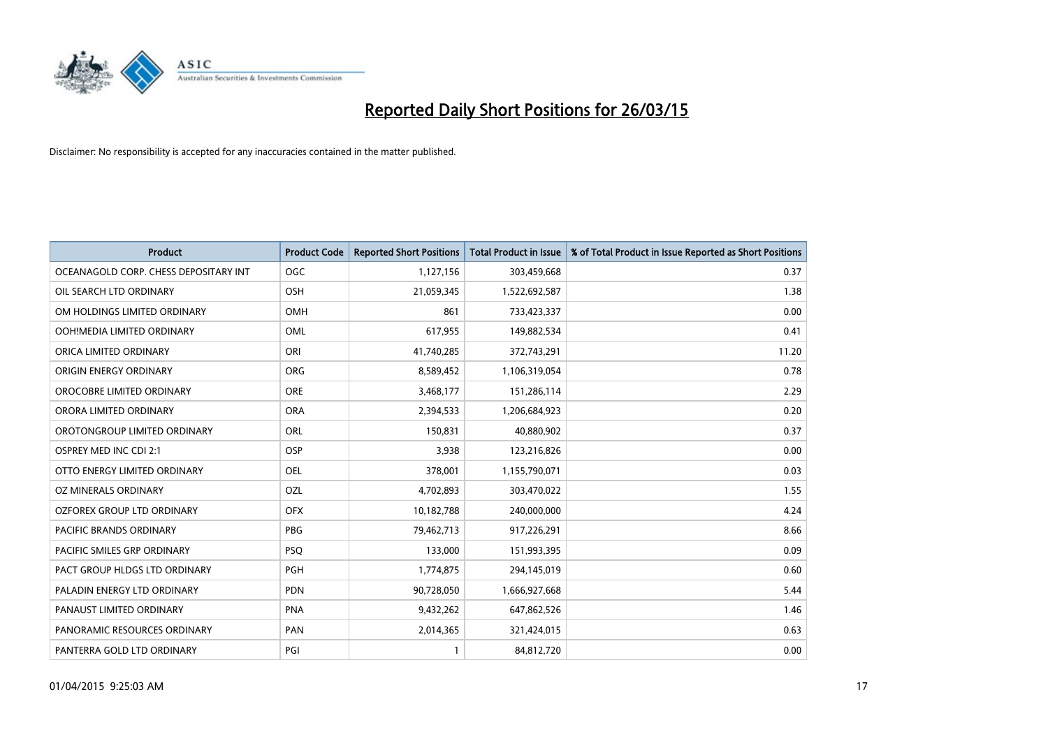# Reported Daily Short Positions for 26/03/15

Disclaimer: No responsibility is accepted for any inaccuracies contained in the matter published.

| Product | Product Code | Reported Short Positions | Total Product in Issue | % of Total Product in Issue Reported as Short Positions |
|---|---|---|---|---|
| OCEANAGOLD CORP. CHESS DEPOSITARY INT | OGC | 1,127,156 | 303,459,668 | 0.37 |
| OIL SEARCH LTD ORDINARY | OSH | 21,059,345 | 1,522,692,587 | 1.38 |
| OM HOLDINGS LIMITED ORDINARY | OMH | 861 | 733,423,337 | 0.00 |
| OOH!MEDIA LIMITED ORDINARY | OML | 617,955 | 149,882,534 | 0.41 |
| ORICA LIMITED ORDINARY | ORI | 41,740,285 | 372,743,291 | 11.20 |
| ORIGIN ENERGY ORDINARY | ORG | 8,589,452 | 1,106,319,054 | 0.78 |
| OROCOBRE LIMITED ORDINARY | ORE | 3,468,177 | 151,286,114 | 2.29 |
| ORORA LIMITED ORDINARY | ORA | 2,394,533 | 1,206,684,923 | 0.20 |
| OROTONGROUP LIMITED ORDINARY | ORL | 150,831 | 40,880,902 | 0.37 |
| OSPREY MED INC CDI 2:1 | OSP | 3,938 | 123,216,826 | 0.00 |
| OTTO ENERGY LIMITED ORDINARY | OEL | 378,001 | 1,155,790,071 | 0.03 |
| OZ MINERALS ORDINARY | OZL | 4,702,893 | 303,470,022 | 1.55 |
| OZFOREX GROUP LTD ORDINARY | OFX | 10,182,788 | 240,000,000 | 4.24 |
| PACIFIC BRANDS ORDINARY | PBG | 79,462,713 | 917,226,291 | 8.66 |
| PACIFIC SMILES GRP ORDINARY | PSQ | 133,000 | 151,993,395 | 0.09 |
| PACT GROUP HLDGS LTD ORDINARY | PGH | 1,774,875 | 294,145,019 | 0.60 |
| PALADIN ENERGY LTD ORDINARY | PDN | 90,728,050 | 1,666,927,668 | 5.44 |
| PANAUST LIMITED ORDINARY | PNA | 9,432,262 | 647,862,526 | 1.46 |
| PANORAMIC RESOURCES ORDINARY | PAN | 2,014,365 | 321,424,015 | 0.63 |
| PANTERRA GOLD LTD ORDINARY | PGI | 1 | 84,812,720 | 0.00 |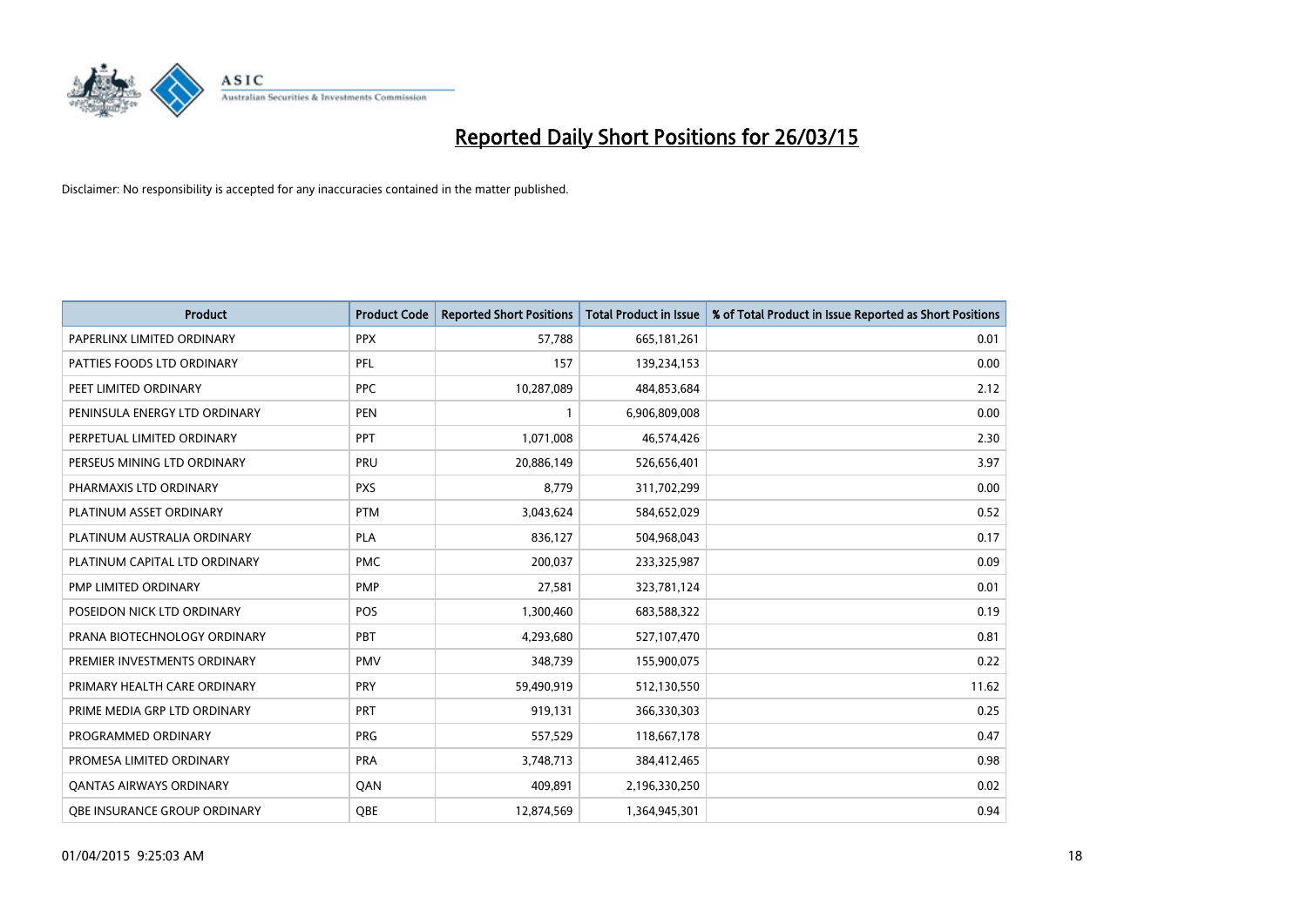# Reported Daily Short Positions for 26/03/15

Disclaimer: No responsibility is accepted for any inaccuracies contained in the matter published.

| Product | Product Code | Reported Short Positions | Total Product in Issue | % of Total Product in Issue Reported as Short Positions |
| --- | --- | --- | --- | --- |
| PAPERLINX LIMITED ORDINARY | PPX | 57,788 | 665,181,261 | 0.01 |
| PATTIES FOODS LTD ORDINARY | PFL | 157 | 139,234,153 | 0.00 |
| PEET LIMITED ORDINARY | PPC | 10,287,089 | 484,853,684 | 2.12 |
| PENINSULA ENERGY LTD ORDINARY | PEN | 1 | 6,906,809,008 | 0.00 |
| PERPETUAL LIMITED ORDINARY | PPT | 1,071,008 | 46,574,426 | 2.30 |
| PERSEUS MINING LTD ORDINARY | PRU | 20,886,149 | 526,656,401 | 3.97 |
| PHARMAXIS LTD ORDINARY | PXS | 8,779 | 311,702,299 | 0.00 |
| PLATINUM ASSET ORDINARY | PTM | 3,043,624 | 584,652,029 | 0.52 |
| PLATINUM AUSTRALIA ORDINARY | PLA | 836,127 | 504,968,043 | 0.17 |
| PLATINUM CAPITAL LTD ORDINARY | PMC | 200,037 | 233,325,987 | 0.09 |
| PMP LIMITED ORDINARY | PMP | 27,581 | 323,781,124 | 0.01 |
| POSEIDON NICK LTD ORDINARY | POS | 1,300,460 | 683,588,322 | 0.19 |
| PRANA BIOTECHNOLOGY ORDINARY | PBT | 4,293,680 | 527,107,470 | 0.81 |
| PREMIER INVESTMENTS ORDINARY | PMV | 348,739 | 155,900,075 | 0.22 |
| PRIMARY HEALTH CARE ORDINARY | PRY | 59,490,919 | 512,130,550 | 11.62 |
| PRIME MEDIA GRP LTD ORDINARY | PRT | 919,131 | 366,330,303 | 0.25 |
| PROGRAMMED ORDINARY | PRG | 557,529 | 118,667,178 | 0.47 |
| PROMESA LIMITED ORDINARY | PRA | 3,748,713 | 384,412,465 | 0.98 |
| QANTAS AIRWAYS ORDINARY | QAN | 409,891 | 2,196,330,250 | 0.02 |
| QBE INSURANCE GROUP ORDINARY | QBE | 12,874,569 | 1,364,945,301 | 0.94 |

01/04/2015 9:25:03 AM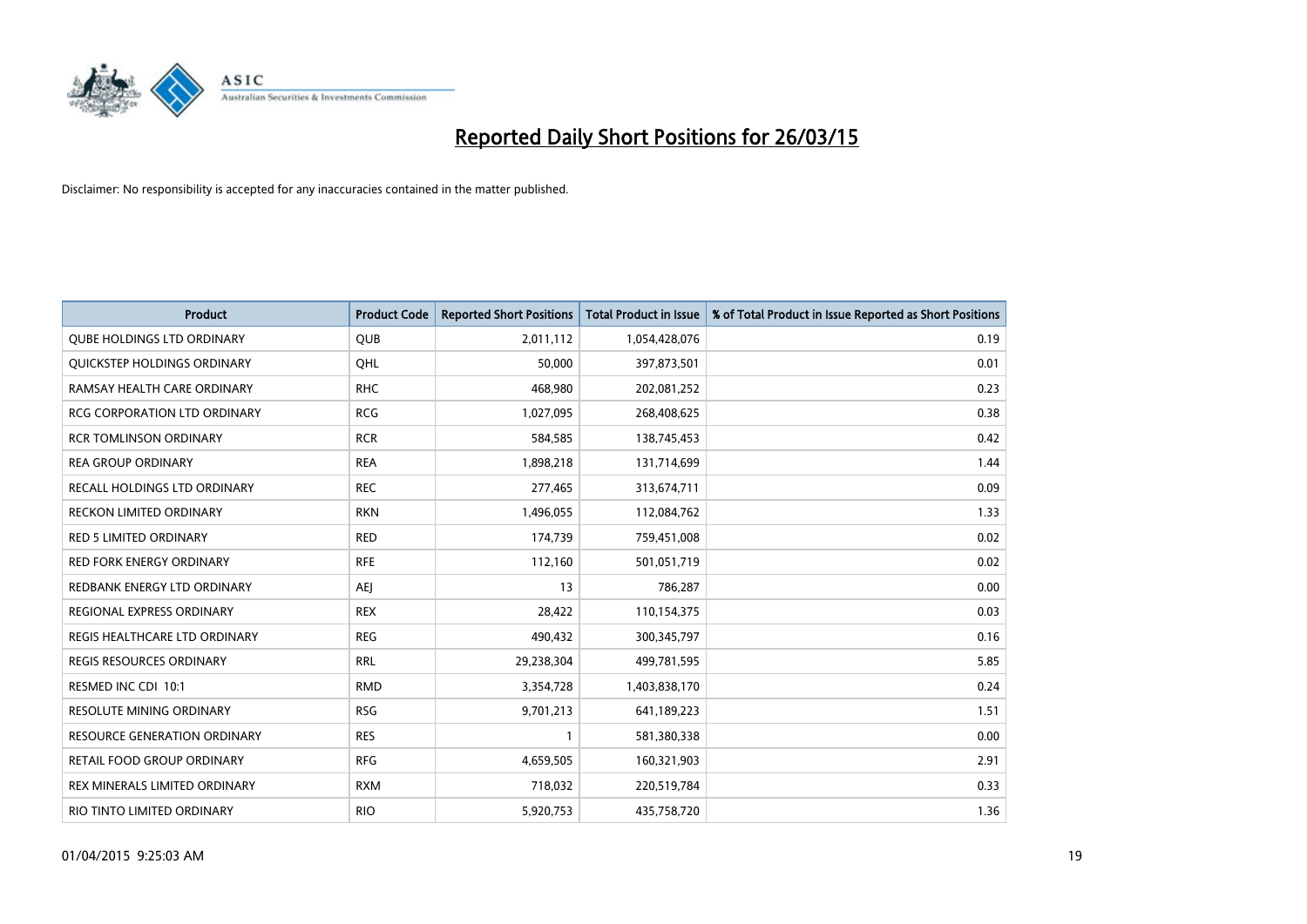# Reported Daily Short Positions for 26/03/15

Disclaimer: No responsibility is accepted for any inaccuracies contained in the matter published.

| Product | Product Code | Reported Short Positions | Total Product in Issue | % of Total Product in Issue Reported as Short Positions |
|---|---|---|---|---|
| QUBE HOLDINGS LTD ORDINARY | QUB | 2,011,112 | 1,054,428,076 | 0.19 |
| QUICKSTEP HOLDINGS ORDINARY | QHL | 50,000 | 397,873,501 | 0.01 |
| RAMSAY HEALTH CARE ORDINARY | RHC | 468,980 | 202,081,252 | 0.23 |
| RCG CORPORATION LTD ORDINARY | RCG | 1,027,095 | 268,408,625 | 0.38 |
| RCR TOMLINSON ORDINARY | RCR | 584,585 | 138,745,453 | 0.42 |
| REA GROUP ORDINARY | REA | 1,898,218 | 131,714,699 | 1.44 |
| RECALL HOLDINGS LTD ORDINARY | REC | 277,465 | 313,674,711 | 0.09 |
| RECKON LIMITED ORDINARY | RKN | 1,496,055 | 112,084,762 | 1.33 |
| RED 5 LIMITED ORDINARY | RED | 174,739 | 759,451,008 | 0.02 |
| RED FORK ENERGY ORDINARY | RFE | 112,160 | 501,051,719 | 0.02 |
| REDBANK ENERGY LTD ORDINARY | AEJ | 13 | 786,287 | 0.00 |
| REGIONAL EXPRESS ORDINARY | REX | 28,422 | 110,154,375 | 0.03 |
| REGIS HEALTHCARE LTD ORDINARY | REG | 490,432 | 300,345,797 | 0.16 |
| REGIS RESOURCES ORDINARY | RRL | 29,238,304 | 499,781,595 | 5.85 |
| RESMED INC CDI 10:1 | RMD | 3,354,728 | 1,403,838,170 | 0.24 |
| RESOLUTE MINING ORDINARY | RSG | 9,701,213 | 641,189,223 | 1.51 |
| RESOURCE GENERATION ORDINARY | RES | 1 | 581,380,338 | 0.00 |
| RETAIL FOOD GROUP ORDINARY | RFG | 4,659,505 | 160,321,903 | 2.91 |
| REX MINERALS LIMITED ORDINARY | RXM | 718,032 | 220,519,784 | 0.33 |
| RIO TINTO LIMITED ORDINARY | RIO | 5,920,753 | 435,758,720 | 1.36 |

01/04/2015 9:25:03 AM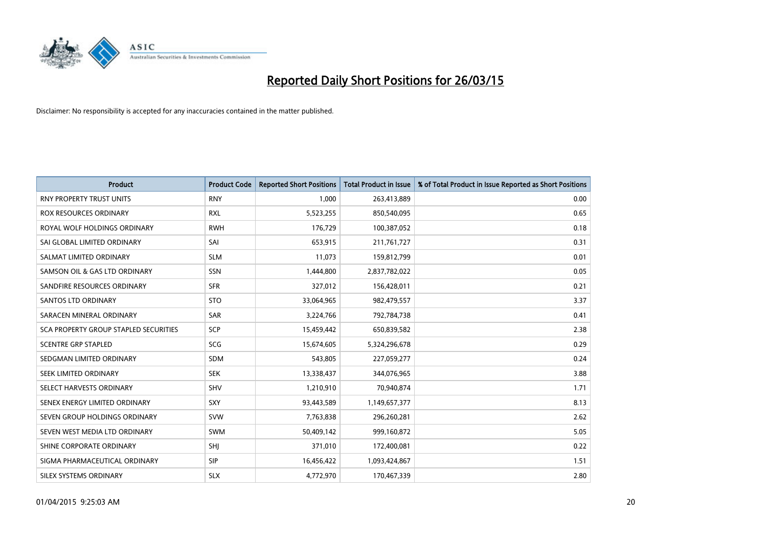# Reported Daily Short Positions for 26/03/15

Disclaimer: No responsibility is accepted for any inaccuracies contained in the matter published.

| Product | Product Code | Reported Short Positions | Total Product in Issue | % of Total Product in Issue Reported as Short Positions |
|---|---|---|---|---|
| RNY PROPERTY TRUST UNITS | RNY | 1,000 | 263,413,889 | 0.00 |
| ROX RESOURCES ORDINARY | RXL | 5,523,255 | 850,540,095 | 0.65 |
| ROYAL WOLF HOLDINGS ORDINARY | RWH | 176,729 | 100,387,052 | 0.18 |
| SAI GLOBAL LIMITED ORDINARY | SAI | 653,915 | 211,761,727 | 0.31 |
| SALMAT LIMITED ORDINARY | SLM | 11,073 | 159,812,799 | 0.01 |
| SAMSON OIL & GAS LTD ORDINARY | SSN | 1,444,800 | 2,837,782,022 | 0.05 |
| SANDFIRE RESOURCES ORDINARY | SFR | 327,012 | 156,428,011 | 0.21 |
| SANTOS LTD ORDINARY | STO | 33,064,965 | 982,479,557 | 3.37 |
| SARACEN MINERAL ORDINARY | SAR | 3,224,766 | 792,784,738 | 0.41 |
| SCA PROPERTY GROUP STAPLED SECURITIES | SCP | 15,459,442 | 650,839,582 | 2.38 |
| SCENTRE GRP STAPLED | SCG | 15,674,605 | 5,324,296,678 | 0.29 |
| SEDGMAN LIMITED ORDINARY | SDM | 543,805 | 227,059,277 | 0.24 |
| SEEK LIMITED ORDINARY | SEK | 13,338,437 | 344,076,965 | 3.88 |
| SELECT HARVESTS ORDINARY | SHV | 1,210,910 | 70,940,874 | 1.71 |
| SENEX ENERGY LIMITED ORDINARY | SXY | 93,443,589 | 1,149,657,377 | 8.13 |
| SEVEN GROUP HOLDINGS ORDINARY | SVW | 7,763,838 | 296,260,281 | 2.62 |
| SEVEN WEST MEDIA LTD ORDINARY | SWM | 50,409,142 | 999,160,872 | 5.05 |
| SHINE CORPORATE ORDINARY | SHJ | 371,010 | 172,400,081 | 0.22 |
| SIGMA PHARMACEUTICAL ORDINARY | SIP | 16,456,422 | 1,093,424,867 | 1.51 |
| SILEX SYSTEMS ORDINARY | SLX | 4,772,970 | 170,467,339 | 2.80 |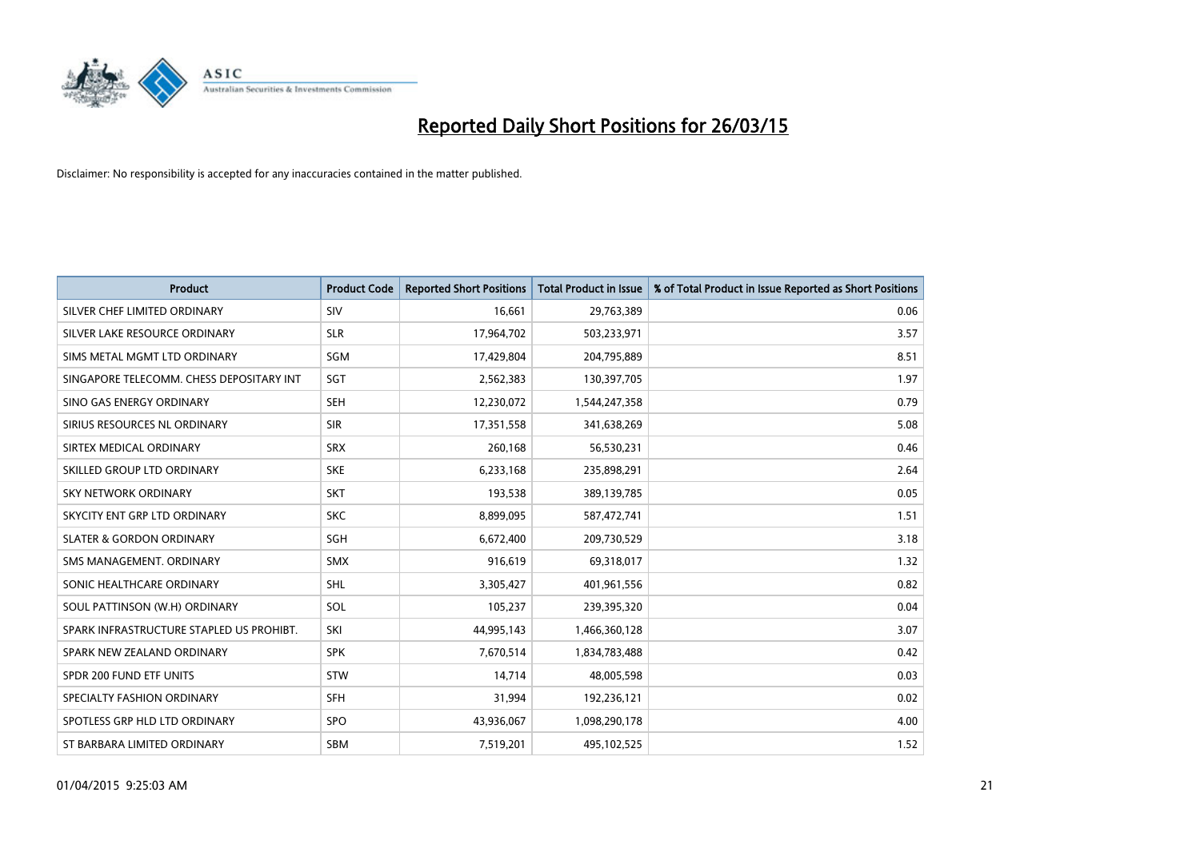# Reported Daily Short Positions for 26/03/15

Disclaimer: No responsibility is accepted for any inaccuracies contained in the matter published.

| Product | Product Code | Reported Short Positions | Total Product in Issue | % of Total Product in Issue Reported as Short Positions |
|---|---|---|---|---|
| SILVER CHEF LIMITED ORDINARY | SIV | 16,661 | 29,763,389 | 0.06 |
| SILVER LAKE RESOURCE ORDINARY | SLR | 17,964,702 | 503,233,971 | 3.57 |
| SIMS METAL MGMT LTD ORDINARY | SGM | 17,429,804 | 204,795,889 | 8.51 |
| SINGAPORE TELECOMM. CHESS DEPOSITARY INT | SGT | 2,562,383 | 130,397,705 | 1.97 |
| SINO GAS ENERGY ORDINARY | SEH | 12,230,072 | 1,544,247,358 | 0.79 |
| SIRIUS RESOURCES NL ORDINARY | SIR | 17,351,558 | 341,638,269 | 5.08 |
| SIRTEX MEDICAL ORDINARY | SRX | 260,168 | 56,530,231 | 0.46 |
| SKILLED GROUP LTD ORDINARY | SKE | 6,233,168 | 235,898,291 | 2.64 |
| SKY NETWORK ORDINARY | SKT | 193,538 | 389,139,785 | 0.05 |
| SKYCITY ENT GRP LTD ORDINARY | SKC | 8,899,095 | 587,472,741 | 1.51 |
| SLATER & GORDON ORDINARY | SGH | 6,672,400 | 209,730,529 | 3.18 |
| SMS MANAGEMENT. ORDINARY | SMX | 916,619 | 69,318,017 | 1.32 |
| SONIC HEALTHCARE ORDINARY | SHL | 3,305,427 | 401,961,556 | 0.82 |
| SOUL PATTINSON (W.H) ORDINARY | SOL | 105,237 | 239,395,320 | 0.04 |
| SPARK INFRASTRUCTURE STAPLED US PROHIBT. | SKI | 44,995,143 | 1,466,360,128 | 3.07 |
| SPARK NEW ZEALAND ORDINARY | SPK | 7,670,514 | 1,834,783,488 | 0.42 |
| SPDR 200 FUND ETF UNITS | STW | 14,714 | 48,005,598 | 0.03 |
| SPECIALTY FASHION ORDINARY | SFH | 31,994 | 192,236,121 | 0.02 |
| SPOTLESS GRP HLD LTD ORDINARY | SPO | 43,936,067 | 1,098,290,178 | 4.00 |
| ST BARBARA LIMITED ORDINARY | SBM | 7,519,201 | 495,102,525 | 1.52 |

01/04/2015 9:25:03 AM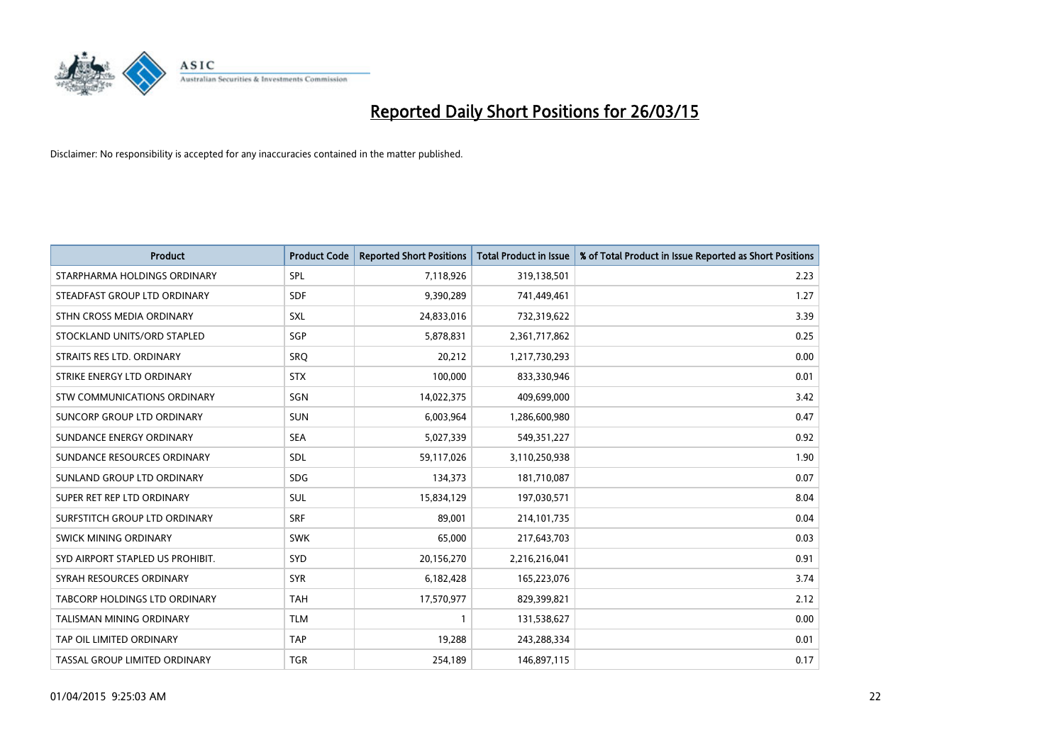# Reported Daily Short Positions for 26/03/15

Disclaimer: No responsibility is accepted for any inaccuracies contained in the matter published.

| Product | Product Code | Reported Short Positions | Total Product in Issue | % of Total Product in Issue Reported as Short Positions |
|---|---|---|---|---|
| STARPHARMA HOLDINGS ORDINARY | SPL | 7,118,926 | 319,138,501 | 2.23 |
| STEADFAST GROUP LTD ORDINARY | SDF | 9,390,289 | 741,449,461 | 1.27 |
| STHN CROSS MEDIA ORDINARY | SXL | 24,833,016 | 732,319,622 | 3.39 |
| STOCKLAND UNITS/ORD STAPLED | SGP | 5,878,831 | 2,361,717,862 | 0.25 |
| STRAITS RES LTD. ORDINARY | SRQ | 20,212 | 1,217,730,293 | 0.00 |
| STRIKE ENERGY LTD ORDINARY | STX | 100,000 | 833,330,946 | 0.01 |
| STW COMMUNICATIONS ORDINARY | SGN | 14,022,375 | 409,699,000 | 3.42 |
| SUNCORP GROUP LTD ORDINARY | SUN | 6,003,964 | 1,286,600,980 | 0.47 |
| SUNDANCE ENERGY ORDINARY | SEA | 5,027,339 | 549,351,227 | 0.92 |
| SUNDANCE RESOURCES ORDINARY | SDL | 59,117,026 | 3,110,250,938 | 1.90 |
| SUNLAND GROUP LTD ORDINARY | SDG | 134,373 | 181,710,087 | 0.07 |
| SUPER RET REP LTD ORDINARY | SUL | 15,834,129 | 197,030,571 | 8.04 |
| SURFSTITCH GROUP LTD ORDINARY | SRF | 89,001 | 214,101,735 | 0.04 |
| SWICK MINING ORDINARY | SWK | 65,000 | 217,643,703 | 0.03 |
| SYD AIRPORT STAPLED US PROHIBIT. | SYD | 20,156,270 | 2,216,216,041 | 0.91 |
| SYRAH RESOURCES ORDINARY | SYR | 6,182,428 | 165,223,076 | 3.74 |
| TABCORP HOLDINGS LTD ORDINARY | TAH | 17,570,977 | 829,399,821 | 2.12 |
| TALISMAN MINING ORDINARY | TLM | 1 | 131,538,627 | 0.00 |
| TAP OIL LIMITED ORDINARY | TAP | 19,288 | 243,288,334 | 0.01 |
| TASSAL GROUP LIMITED ORDINARY | TGR | 254,189 | 146,897,115 | 0.17 |

01/04/2015 9:25:03 AM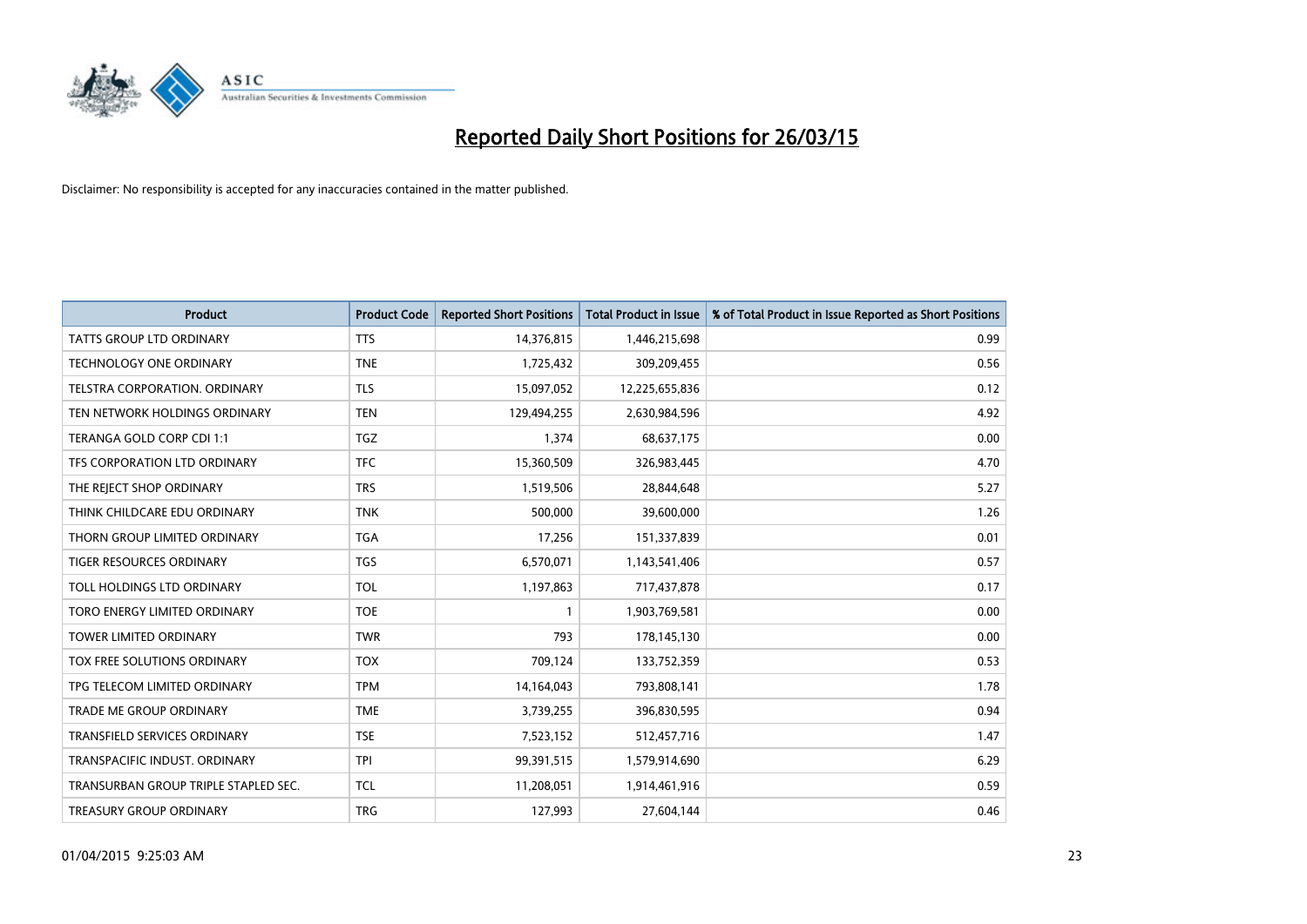# Reported Daily Short Positions for 26/03/15

Disclaimer: No responsibility is accepted for any inaccuracies contained in the matter published.

| Product | Product Code | Reported Short Positions | Total Product in Issue | % of Total Product in Issue Reported as Short Positions |
|---|---|---|---|---|
| TATTS GROUP LTD ORDINARY | TTS | 14,376,815 | 1,446,215,698 | 0.99 |
| TECHNOLOGY ONE ORDINARY | TNE | 1,725,432 | 309,209,455 | 0.56 |
| TELSTRA CORPORATION. ORDINARY | TLS | 15,097,052 | 12,225,655,836 | 0.12 |
| TEN NETWORK HOLDINGS ORDINARY | TEN | 129,494,255 | 2,630,984,596 | 4.92 |
| TERANGA GOLD CORP CDI 1:1 | TGZ | 1,374 | 68,637,175 | 0.00 |
| TFS CORPORATION LTD ORDINARY | TFC | 15,360,509 | 326,983,445 | 4.70 |
| THE REJECT SHOP ORDINARY | TRS | 1,519,506 | 28,844,648 | 5.27 |
| THINK CHILDCARE EDU ORDINARY | TNK | 500,000 | 39,600,000 | 1.26 |
| THORN GROUP LIMITED ORDINARY | TGA | 17,256 | 151,337,839 | 0.01 |
| TIGER RESOURCES ORDINARY | TGS | 6,570,071 | 1,143,541,406 | 0.57 |
| TOLL HOLDINGS LTD ORDINARY | TOL | 1,197,863 | 717,437,878 | 0.17 |
| TORO ENERGY LIMITED ORDINARY | TOE | 1 | 1,903,769,581 | 0.00 |
| TOWER LIMITED ORDINARY | TWR | 793 | 178,145,130 | 0.00 |
| TOX FREE SOLUTIONS ORDINARY | TOX | 709,124 | 133,752,359 | 0.53 |
| TPG TELECOM LIMITED ORDINARY | TPM | 14,164,043 | 793,808,141 | 1.78 |
| TRADE ME GROUP ORDINARY | TME | 3,739,255 | 396,830,595 | 0.94 |
| TRANSFIELD SERVICES ORDINARY | TSE | 7,523,152 | 512,457,716 | 1.47 |
| TRANSPACIFIC INDUST. ORDINARY | TPI | 99,391,515 | 1,579,914,690 | 6.29 |
| TRANSURBAN GROUP TRIPLE STAPLED SEC. | TCL | 11,208,051 | 1,914,461,916 | 0.59 |
| TREASURY GROUP ORDINARY | TRG | 127,993 | 27,604,144 | 0.46 |

01/04/2015 9:25:03 AM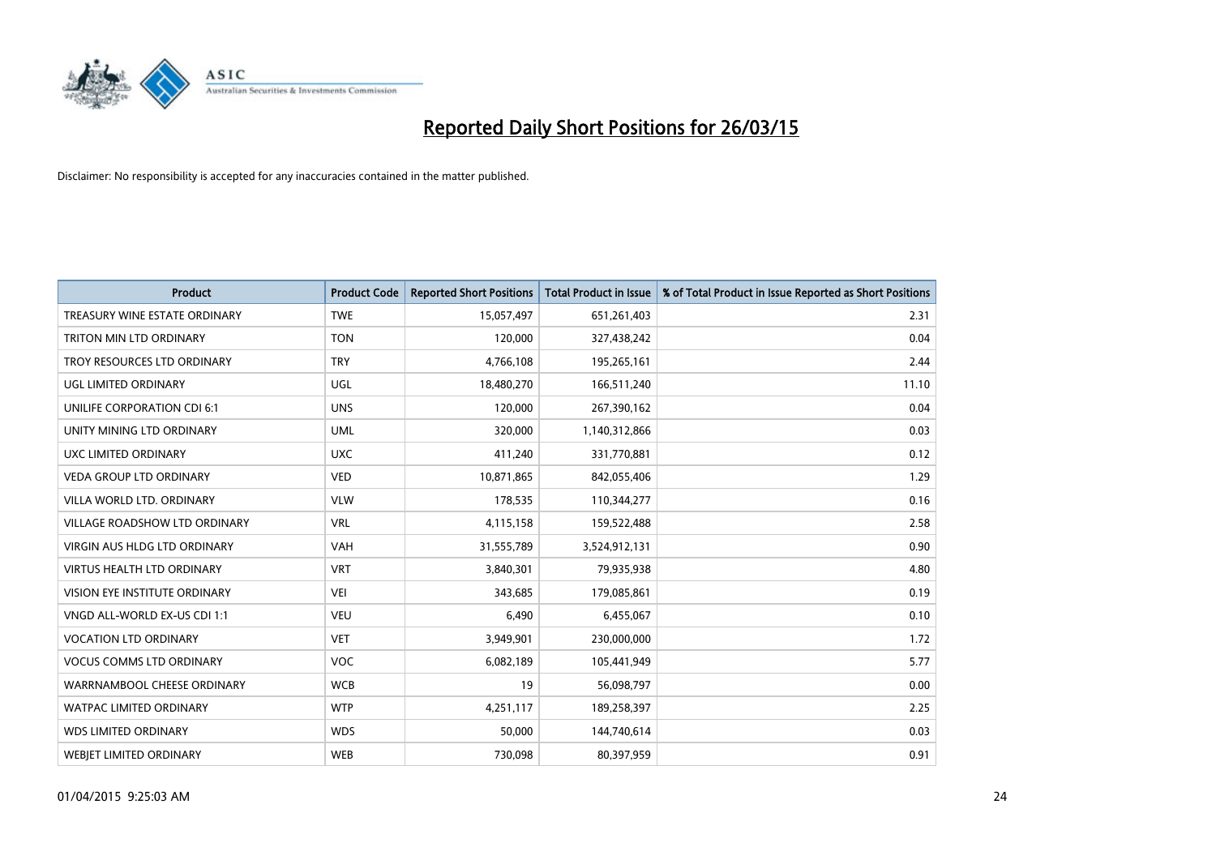# Reported Daily Short Positions for 26/03/15

Disclaimer: No responsibility is accepted for any inaccuracies contained in the matter published.

| Product | Product Code | Reported Short Positions | Total Product in Issue | % of Total Product in Issue Reported as Short Positions |
|---|---|---|---|---|
| TREASURY WINE ESTATE ORDINARY | TWE | 15,057,497 | 651,261,403 | 2.31 |
| TRITON MIN LTD ORDINARY | TON | 120,000 | 327,438,242 | 0.04 |
| TROY RESOURCES LTD ORDINARY | TRY | 4,766,108 | 195,265,161 | 2.44 |
| UGL LIMITED ORDINARY | UGL | 18,480,270 | 166,511,240 | 11.10 |
| UNILIFE CORPORATION CDI 6:1 | UNS | 120,000 | 267,390,162 | 0.04 |
| UNITY MINING LTD ORDINARY | UML | 320,000 | 1,140,312,866 | 0.03 |
| UXC LIMITED ORDINARY | UXC | 411,240 | 331,770,881 | 0.12 |
| VEDA GROUP LTD ORDINARY | VED | 10,871,865 | 842,055,406 | 1.29 |
| VILLA WORLD LTD. ORDINARY | VLW | 178,535 | 110,344,277 | 0.16 |
| VILLAGE ROADSHOW LTD ORDINARY | VRL | 4,115,158 | 159,522,488 | 2.58 |
| VIRGIN AUS HLDG LTD ORDINARY | VAH | 31,555,789 | 3,524,912,131 | 0.90 |
| VIRTUS HEALTH LTD ORDINARY | VRT | 3,840,301 | 79,935,938 | 4.80 |
| VISION EYE INSTITUTE ORDINARY | VEI | 343,685 | 179,085,861 | 0.19 |
| VNGD ALL-WORLD EX-US CDI 1:1 | VEU | 6,490 | 6,455,067 | 0.10 |
| VOCATION LTD ORDINARY | VET | 3,949,901 | 230,000,000 | 1.72 |
| VOCUS COMMS LTD ORDINARY | VOC | 6,082,189 | 105,441,949 | 5.77 |
| WARRNAMBOOL CHEESE ORDINARY | WCB | 19 | 56,098,797 | 0.00 |
| WATPAC LIMITED ORDINARY | WTP | 4,251,117 | 189,258,397 | 2.25 |
| WDS LIMITED ORDINARY | WDS | 50,000 | 144,740,614 | 0.03 |
| WEBJET LIMITED ORDINARY | WEB | 730,098 | 80,397,959 | 0.91 |

01/04/2015 9:25:03 AM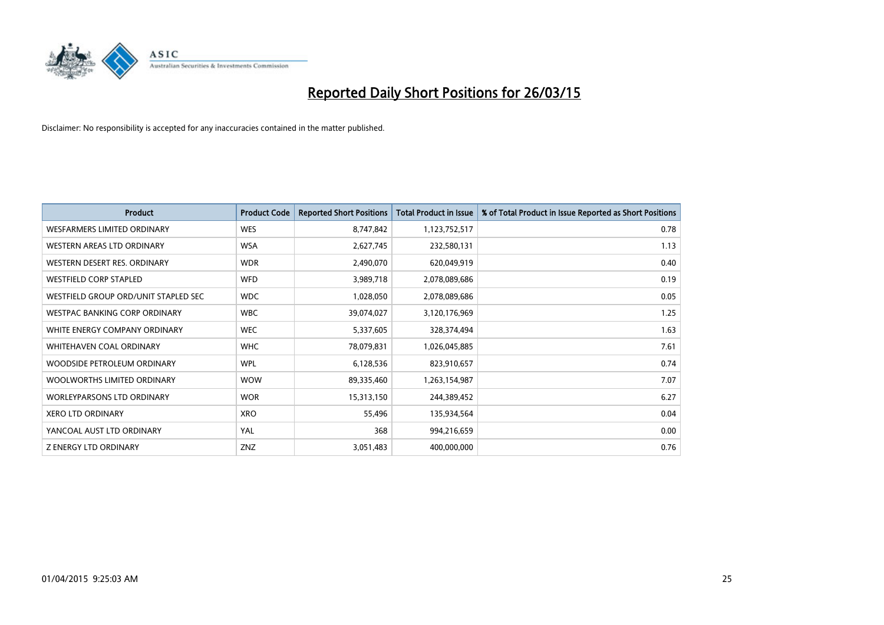# Reported Daily Short Positions for 26/03/15

Disclaimer: No responsibility is accepted for any inaccuracies contained in the matter published.

| Product | Product Code | Reported Short Positions | Total Product in Issue | % of Total Product in Issue Reported as Short Positions |
| --- | --- | --- | --- | --- |
| WESFARMERS LIMITED ORDINARY | WES | 8,747,842 | 1,123,752,517 | 0.78 |
| WESTERN AREAS LTD ORDINARY | WSA | 2,627,745 | 232,580,131 | 1.13 |
| WESTERN DESERT RES. ORDINARY | WDR | 2,490,070 | 620,049,919 | 0.40 |
| WESTFIELD CORP STAPLED | WFD | 3,989,718 | 2,078,089,686 | 0.19 |
| WESTFIELD GROUP ORD/UNIT STAPLED SEC | WDC | 1,028,050 | 2,078,089,686 | 0.05 |
| WESTPAC BANKING CORP ORDINARY | WBC | 39,074,027 | 3,120,176,969 | 1.25 |
| WHITE ENERGY COMPANY ORDINARY | WEC | 5,337,605 | 328,374,494 | 1.63 |
| WHITEHAVEN COAL ORDINARY | WHC | 78,079,831 | 1,026,045,885 | 7.61 |
| WOODSIDE PETROLEUM ORDINARY | WPL | 6,128,536 | 823,910,657 | 0.74 |
| WOOLWORTHS LIMITED ORDINARY | WOW | 89,335,460 | 1,263,154,987 | 7.07 |
| WORLEYPARSONS LTD ORDINARY | WOR | 15,313,150 | 244,389,452 | 6.27 |
| XERO LTD ORDINARY | XRO | 55,496 | 135,934,564 | 0.04 |
| YANCOAL AUST LTD ORDINARY | YAL | 368 | 994,216,659 | 0.00 |
| Z ENERGY LTD ORDINARY | ZNZ | 3,051,483 | 400,000,000 | 0.76 |

01/04/2015 9:25:03 AM